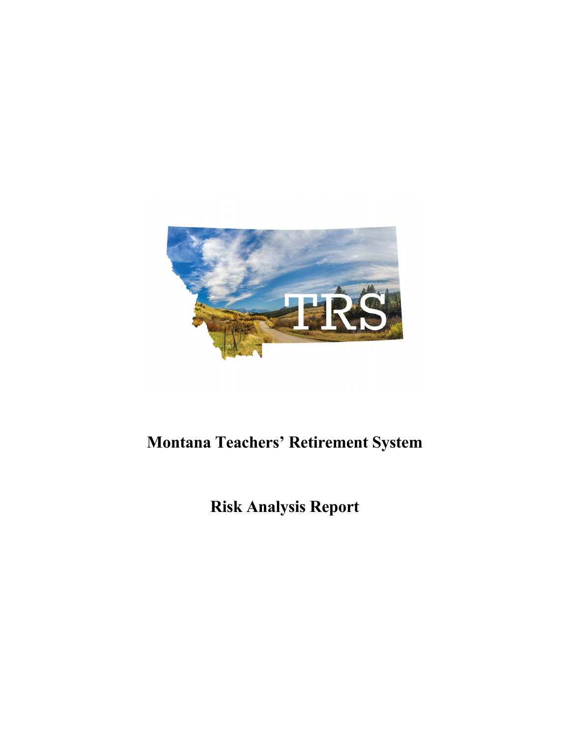# Montana Teachers' Retirement System

## Risk Analysis Report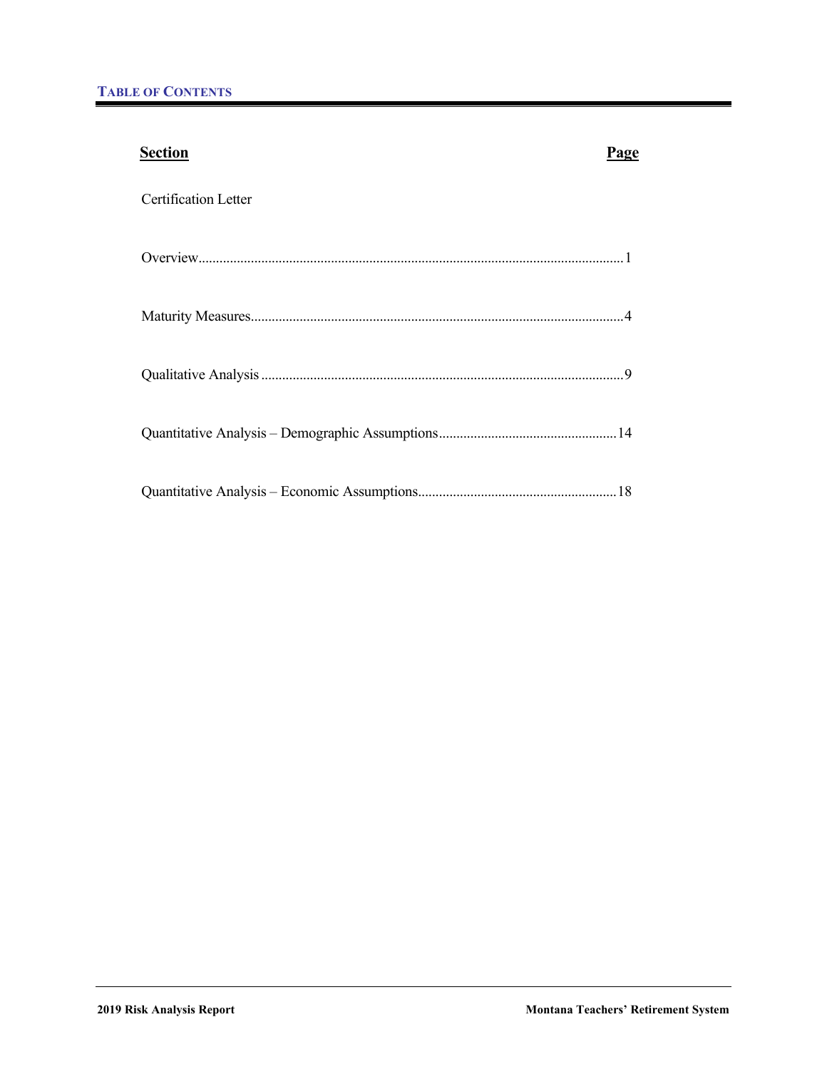# TABLE OF CONTENTS

| Section | Page |
|---|---|
| Certification Letter | |
| Overview | 1 |
| Maturity Measures | 4 |
| Qualitative Analysis | 9 |
| Quantitative Analysis – Demographic Assumptions | 14 |
| Quantitative Analysis – Economic Assumptions | 18 |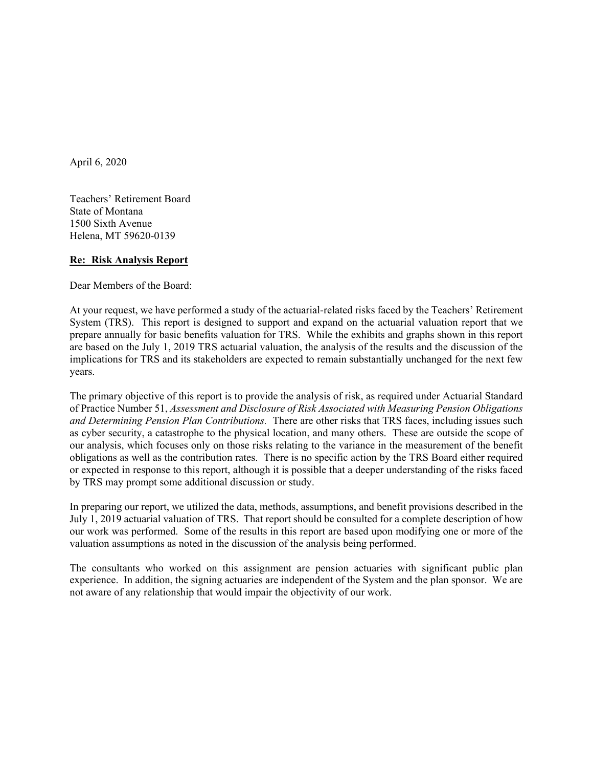April 6, 2020

Teachers' Retirement Board
State of Montana
1500 Sixth Avenue
Helena, MT 59620-0139

**Re: Risk Analysis Report**

Dear Members of the Board:

At your request, we have performed a study of the actuarial-related risks faced by the Teachers' Retirement System (TRS). This report is designed to support and expand on the actuarial valuation report that we prepare annually for basic benefits valuation for TRS. While the exhibits and graphs shown in this report are based on the July 1, 2019 TRS actuarial valuation, the analysis of the results and the discussion of the implications for TRS and its stakeholders are expected to remain substantially unchanged for the next few years.

The primary objective of this report is to provide the analysis of risk, as required under Actuarial Standard of Practice Number 51, *Assessment and Disclosure of Risk Associated with Measuring Pension Obligations and Determining Pension Plan Contributions.* There are other risks that TRS faces, including issues such as cyber security, a catastrophe to the physical location, and many others. These are outside the scope of our analysis, which focuses only on those risks relating to the variance in the measurement of the benefit obligations as well as the contribution rates. There is no specific action by the TRS Board either required or expected in response to this report, although it is possible that a deeper understanding of the risks faced by TRS may prompt some additional discussion or study.

In preparing our report, we utilized the data, methods, assumptions, and benefit provisions described in the July 1, 2019 actuarial valuation of TRS. That report should be consulted for a complete description of how our work was performed. Some of the results in this report are based upon modifying one or more of the valuation assumptions as noted in the discussion of the analysis being performed.

The consultants who worked on this assignment are pension actuaries with significant public plan experience. In addition, the signing actuaries are independent of the System and the plan sponsor. We are not aware of any relationship that would impair the objectivity of our work.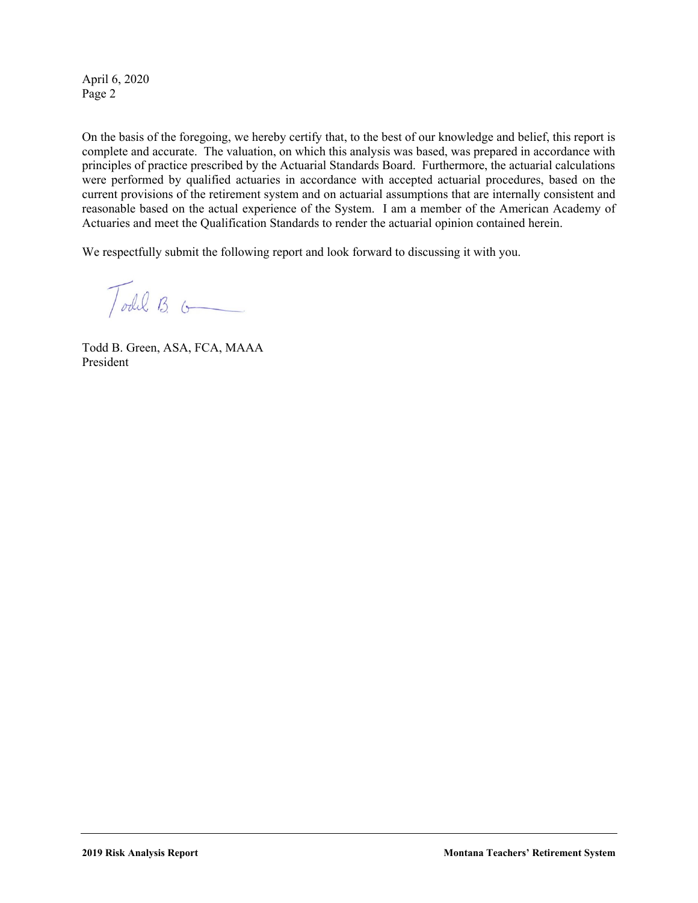April 6, 2020
Page 2

On the basis of the foregoing, we hereby certify that, to the best of our knowledge and belief, this report is complete and accurate. The valuation, on which this analysis was based, was prepared in accordance with principles of practice prescribed by the Actuarial Standards Board. Furthermore, the actuarial calculations were performed by qualified actuaries in accordance with accepted actuarial procedures, based on the current provisions of the retirement system and on actuarial assumptions that are internally consistent and reasonable based on the actual experience of the System. I am a member of the American Academy of Actuaries and meet the Qualification Standards to render the actuarial opinion contained herein.

We respectfully submit the following report and look forward to discussing it with you.

Todd B. Green, ASA, FCA, MAAA
President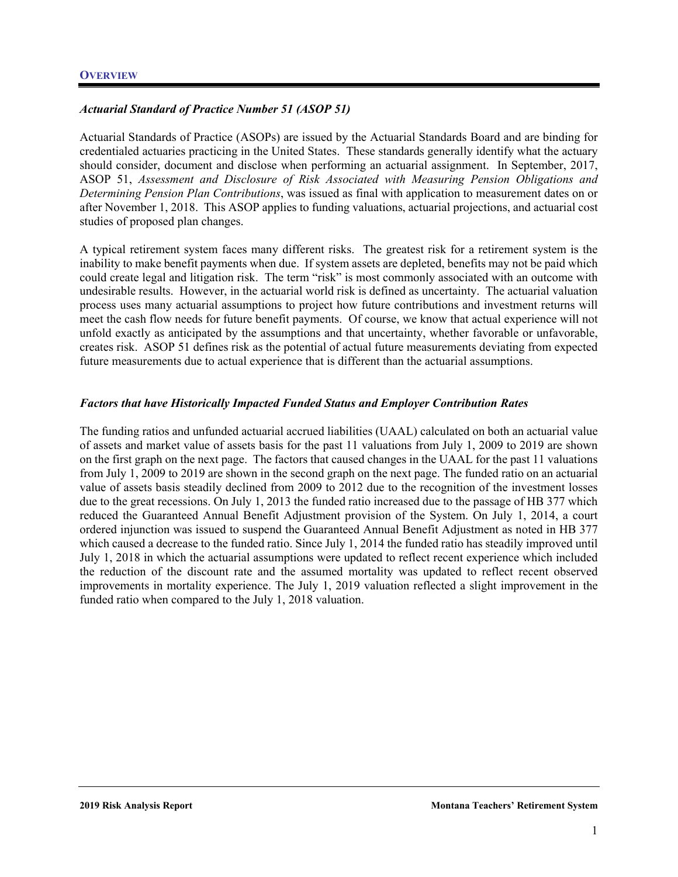## OVERVIEW

### *Actuarial Standard of Practice Number 51 (ASOP 51)*

Actuarial Standards of Practice (ASOPs) are issued by the Actuarial Standards Board and are binding for credentialed actuaries practicing in the United States. These standards generally identify what the actuary should consider, document and disclose when performing an actuarial assignment. In September, 2017, ASOP 51, *Assessment and Disclosure of Risk Associated with Measuring Pension Obligations and Determining Pension Plan Contributions*, was issued as final with application to measurement dates on or after November 1, 2018. This ASOP applies to funding valuations, actuarial projections, and actuarial cost studies of proposed plan changes.

A typical retirement system faces many different risks. The greatest risk for a retirement system is the inability to make benefit payments when due. If system assets are depleted, benefits may not be paid which could create legal and litigation risk. The term "risk" is most commonly associated with an outcome with undesirable results. However, in the actuarial world risk is defined as uncertainty. The actuarial valuation process uses many actuarial assumptions to project how future contributions and investment returns will meet the cash flow needs for future benefit payments. Of course, we know that actual experience will not unfold exactly as anticipated by the assumptions and that uncertainty, whether favorable or unfavorable, creates risk. ASOP 51 defines risk as the potential of actual future measurements deviating from expected future measurements due to actual experience that is different than the actuarial assumptions.

### *Factors that have Historically Impacted Funded Status and Employer Contribution Rates*

The funding ratios and unfunded actuarial accrued liabilities (UAAL) calculated on both an actuarial value of assets and market value of assets basis for the past 11 valuations from July 1, 2009 to 2019 are shown on the first graph on the next page. The factors that caused changes in the UAAL for the past 11 valuations from July 1, 2009 to 2019 are shown in the second graph on the next page. The funded ratio on an actuarial value of assets basis steadily declined from 2009 to 2012 due to the recognition of the investment losses due to the great recessions. On July 1, 2013 the funded ratio increased due to the passage of HB 377 which reduced the Guaranteed Annual Benefit Adjustment provision of the System. On July 1, 2014, a court ordered injunction was issued to suspend the Guaranteed Annual Benefit Adjustment as noted in HB 377 which caused a decrease to the funded ratio. Since July 1, 2014 the funded ratio has steadily improved until July 1, 2018 in which the actuarial assumptions were updated to reflect recent experience which included the reduction of the discount rate and the assumed mortality was updated to reflect recent observed improvements in mortality experience. The July 1, 2019 valuation reflected a slight improvement in the funded ratio when compared to the July 1, 2018 valuation.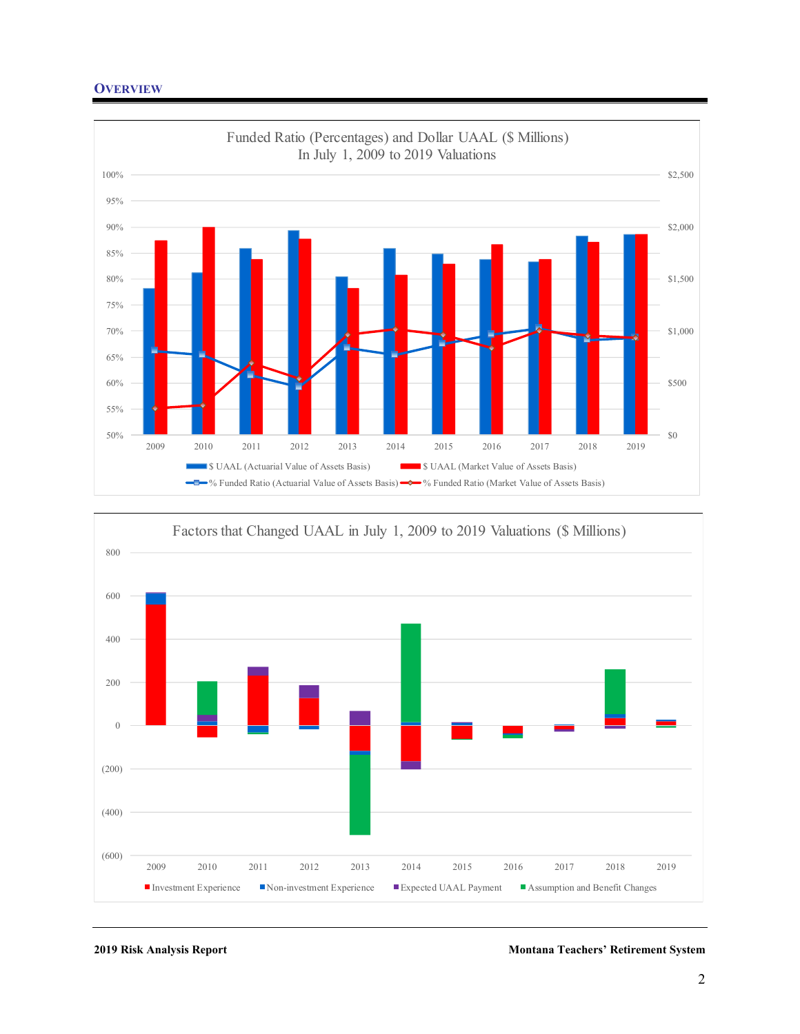## OVERVIEW

Funded Ratio (Percentages) and Dollar UAAL ($ Millions)
In July 1, 2009 to 2019 Valuations

Factors that Changed UAAL in July 1, 2009 to 2019 Valuations ($ Millions)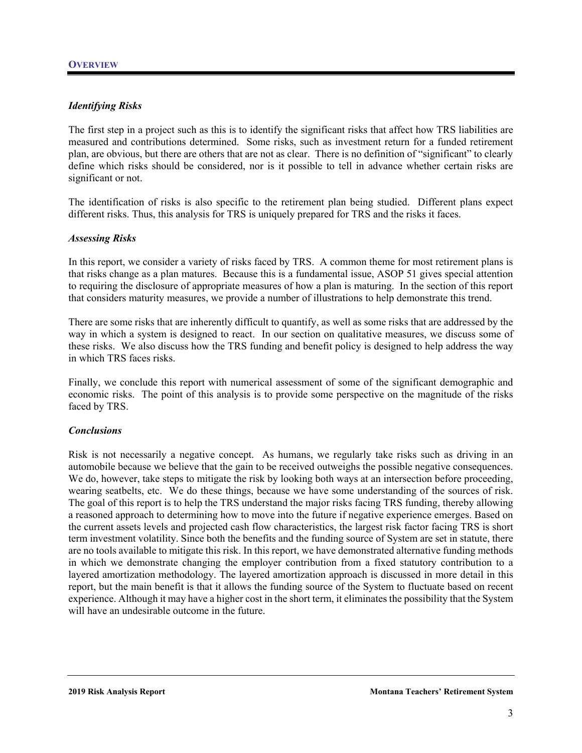## OVERVIEW

### *Identifying Risks*

The first step in a project such as this is to identify the significant risks that affect how TRS liabilities are measured and contributions determined. Some risks, such as investment return for a funded retirement plan, are obvious, but there are others that are not as clear. There is no definition of "significant" to clearly define which risks should be considered, nor is it possible to tell in advance whether certain risks are significant or not.

The identification of risks is also specific to the retirement plan being studied. Different plans expect different risks. Thus, this analysis for TRS is uniquely prepared for TRS and the risks it faces.

### *Assessing Risks*

In this report, we consider a variety of risks faced by TRS. A common theme for most retirement plans is that risks change as a plan matures. Because this is a fundamental issue, ASOP 51 gives special attention to requiring the disclosure of appropriate measures of how a plan is maturing. In the section of this report that considers maturity measures, we provide a number of illustrations to help demonstrate this trend.

There are some risks that are inherently difficult to quantify, as well as some risks that are addressed by the way in which a system is designed to react. In our section on qualitative measures, we discuss some of these risks. We also discuss how the TRS funding and benefit policy is designed to help address the way in which TRS faces risks.

Finally, we conclude this report with numerical assessment of some of the significant demographic and economic risks. The point of this analysis is to provide some perspective on the magnitude of the risks faced by TRS.

### *Conclusions*

Risk is not necessarily a negative concept. As humans, we regularly take risks such as driving in an automobile because we believe that the gain to be received outweighs the possible negative consequences. We do, however, take steps to mitigate the risk by looking both ways at an intersection before proceeding, wearing seatbelts, etc. We do these things, because we have some understanding of the sources of risk. The goal of this report is to help the TRS understand the major risks facing TRS funding, thereby allowing a reasoned approach to determining how to move into the future if negative experience emerges. Based on the current assets levels and projected cash flow characteristics, the largest risk factor facing TRS is short term investment volatility. Since both the benefits and the funding source of System are set in statute, there are no tools available to mitigate this risk. In this report, we have demonstrated alternative funding methods in which we demonstrate changing the employer contribution from a fixed statutory contribution to a layered amortization methodology. The layered amortization approach is discussed in more detail in this report, but the main benefit is that it allows the funding source of the System to fluctuate based on recent experience. Although it may have a higher cost in the short term, it eliminates the possibility that the System will have an undesirable outcome in the future.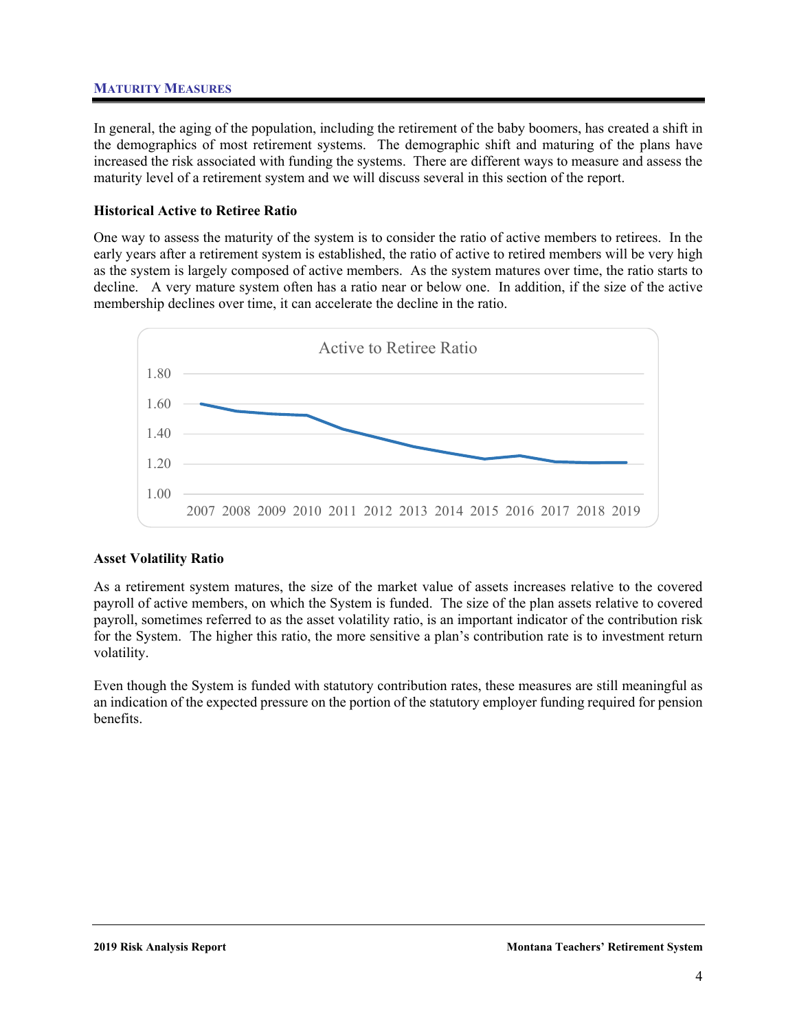## Maturity Measures

In general, the aging of the population, including the retirement of the baby boomers, has created a shift in the demographics of most retirement systems. The demographic shift and maturing of the plans have increased the risk associated with funding the systems. There are different ways to measure and assess the maturity level of a retirement system and we will discuss several in this section of the report.

### Historical Active to Retiree Ratio

One way to assess the maturity of the system is to consider the ratio of active members to retirees. In the early years after a retirement system is established, the ratio of active to retired members will be very high as the system is largely composed of active members. As the system matures over time, the ratio starts to decline. A very mature system often has a ratio near or below one. In addition, if the size of the active membership declines over time, it can accelerate the decline in the ratio.

Active to Retiree Ratio

### Asset Volatility Ratio

As a retirement system matures, the size of the market value of assets increases relative to the covered payroll of active members, on which the System is funded. The size of the plan assets relative to covered payroll, sometimes referred to as the asset volatility ratio, is an important indicator of the contribution risk for the System. The higher this ratio, the more sensitive a plan's contribution rate is to investment return volatility.

Even though the System is funded with statutory contribution rates, these measures are still meaningful as an indication of the expected pressure on the portion of the statutory employer funding required for pension benefits.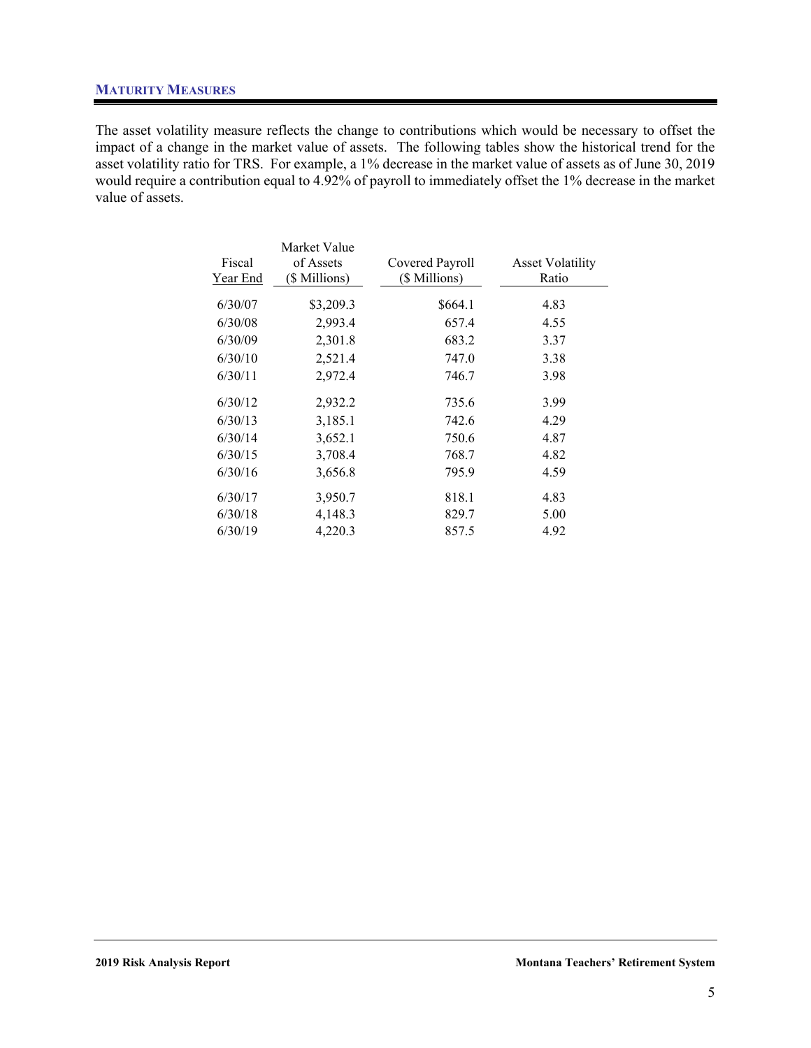## MATURITY MEASURES

The asset volatility measure reflects the change to contributions which would be necessary to offset the impact of a change in the market value of assets. The following tables show the historical trend for the asset volatility ratio for TRS. For example, a 1% decrease in the market value of assets as of June 30, 2019 would require a contribution equal to 4.92% of payroll to immediately offset the 1% decrease in the market value of assets.

| Fiscal Year End | Market Value of Assets ($ Millions) | Covered Payroll ($ Millions) | Asset Volatility Ratio |
|---|---|---|---|
| 6/30/07 | $3,209.3 | $664.1 | 4.83 |
| 6/30/08 | 2,993.4 | 657.4 | 4.55 |
| 6/30/09 | 2,301.8 | 683.2 | 3.37 |
| 6/30/10 | 2,521.4 | 747.0 | 3.38 |
| 6/30/11 | 2,972.4 | 746.7 | 3.98 |
| 6/30/12 | 2,932.2 | 735.6 | 3.99 |
| 6/30/13 | 3,185.1 | 742.6 | 4.29 |
| 6/30/14 | 3,652.1 | 750.6 | 4.87 |
| 6/30/15 | 3,708.4 | 768.7 | 4.82 |
| 6/30/16 | 3,656.8 | 795.9 | 4.59 |
| 6/30/17 | 3,950.7 | 818.1 | 4.83 |
| 6/30/18 | 4,148.3 | 829.7 | 5.00 |
| 6/30/19 | 4,220.3 | 857.5 | 4.92 |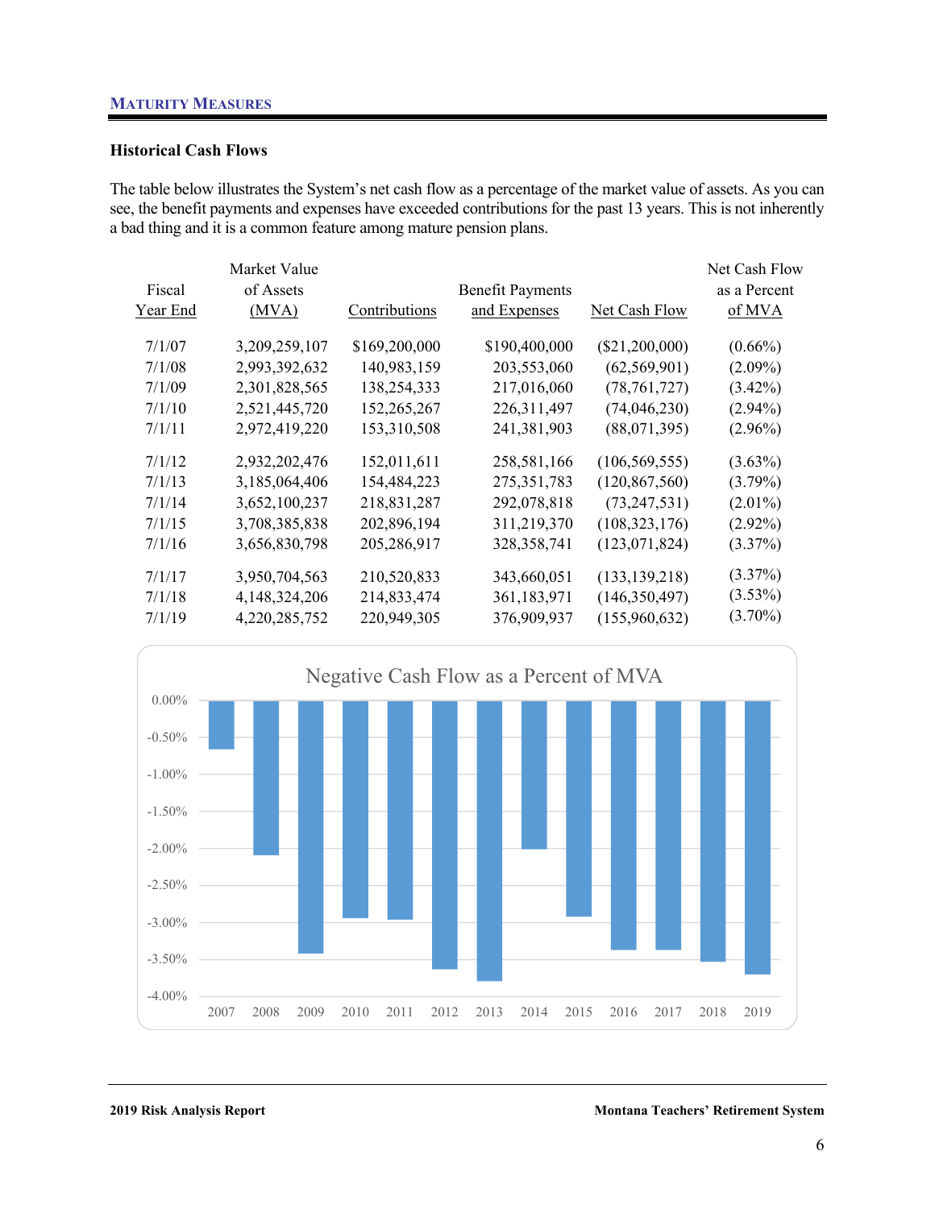## MATURITY MEASURES

### Historical Cash Flows

The table below illustrates the System's net cash flow as a percentage of the market value of assets. As you can see, the benefit payments and expenses have exceeded contributions for the past 13 years. This is not inherently a bad thing and it is a common feature among mature pension plans.

| Fiscal Year End | Market Value of Assets (MVA) | Contributions | Benefit Payments and Expenses | Net Cash Flow | Net Cash Flow as a Percent of MVA |
|---|---|---|---|---|---|
| 7/1/07 | 3,209,259,107 | $169,200,000 | $190,400,000 | ($21,200,000) | (0.66%) |
| 7/1/08 | 2,993,392,632 | 140,983,159 | 203,553,060 | (62,569,901) | (2.09%) |
| 7/1/09 | 2,301,828,565 | 138,254,333 | 217,016,060 | (78,761,727) | (3.42%) |
| 7/1/10 | 2,521,445,720 | 152,265,267 | 226,311,497 | (74,046,230) | (2.94%) |
| 7/1/11 | 2,972,419,220 | 153,310,508 | 241,381,903 | (88,071,395) | (2.96%) |
| 7/1/12 | 2,932,202,476 | 152,011,611 | 258,581,166 | (106,569,555) | (3.63%) |
| 7/1/13 | 3,185,064,406 | 154,484,223 | 275,351,783 | (120,867,560) | (3.79%) |
| 7/1/14 | 3,652,100,237 | 218,831,287 | 292,078,818 | (73,247,531) | (2.01%) |
| 7/1/15 | 3,708,385,838 | 202,896,194 | 311,219,370 | (108,323,176) | (2.92%) |
| 7/1/16 | 3,656,830,798 | 205,286,917 | 328,358,741 | (123,071,824) | (3.37%) |
| 7/1/17 | 3,950,704,563 | 210,520,833 | 343,660,051 | (133,139,218) | (3.37%) |
| 7/1/18 | 4,148,324,206 | 214,833,474 | 361,183,971 | (146,350,497) | (3.53%) |
| 7/1/19 | 4,220,285,752 | 220,949,305 | 376,909,937 | (155,960,632) | (3.70%) |

**Negative Cash Flow as a Percent of MVA**

| Year | Net Cash Flow as a Percent of MVA |
|---|---|
| 2007 | -0.66% |
| 2008 | -2.09% |
| 2009 | -3.42% |
| 2010 | -2.94% |
| 2011 | -2.96% |
| 2012 | -3.63% |
| 2013 | -3.79% |
| 2014 | -2.01% |
| 2015 | -2.92% |
| 2016 | -3.37% |
| 2017 | -3.37% |
| 2018 | -3.53% |
| 2019 | -3.70% |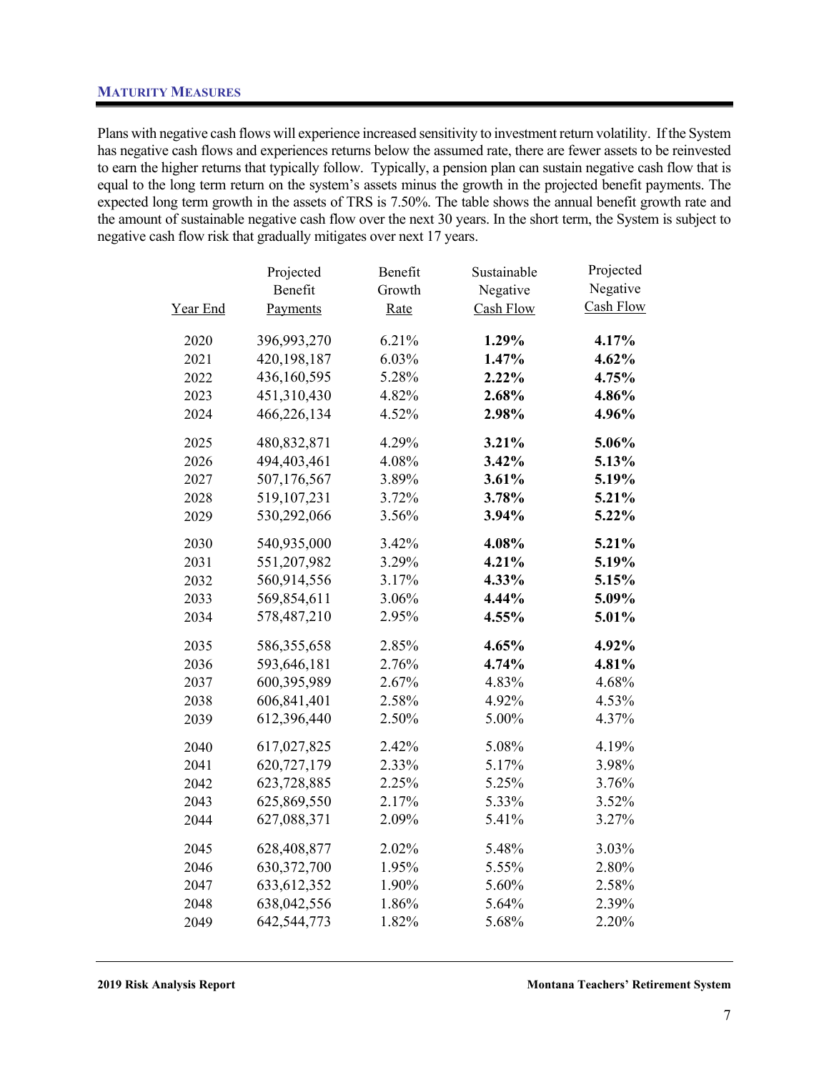## MATURITY MEASURES

Plans with negative cash flows will experience increased sensitivity to investment return volatility. If the System has negative cash flows and experiences returns below the assumed rate, there are fewer assets to be reinvested to earn the higher returns that typically follow. Typically, a pension plan can sustain negative cash flow that is equal to the long term return on the system's assets minus the growth in the projected benefit payments. The expected long term growth in the assets of TRS is 7.50%. The table shows the annual benefit growth rate and the amount of sustainable negative cash flow over the next 30 years. In the short term, the System is subject to negative cash flow risk that gradually mitigates over next 17 years.

| Year End | Projected Benefit Payments | Benefit Growth Rate | Sustainable Negative Cash Flow | Projected Negative Cash Flow |
|---|---|---|---|---|
| 2020 | 396,993,270 | 6.21% | **1.29%** | **4.17%** |
| 2021 | 420,198,187 | 6.03% | **1.47%** | **4.62%** |
| 2022 | 436,160,595 | 5.28% | **2.22%** | **4.75%** |
| 2023 | 451,310,430 | 4.82% | **2.68%** | **4.86%** |
| 2024 | 466,226,134 | 4.52% | **2.98%** | **4.96%** |
| 2025 | 480,832,871 | 4.29% | **3.21%** | **5.06%** |
| 2026 | 494,403,461 | 4.08% | **3.42%** | **5.13%** |
| 2027 | 507,176,567 | 3.89% | **3.61%** | **5.19%** |
| 2028 | 519,107,231 | 3.72% | **3.78%** | **5.21%** |
| 2029 | 530,292,066 | 3.56% | **3.94%** | **5.22%** |
| 2030 | 540,935,000 | 3.42% | **4.08%** | **5.21%** |
| 2031 | 551,207,982 | 3.29% | **4.21%** | **5.19%** |
| 2032 | 560,914,556 | 3.17% | **4.33%** | **5.15%** |
| 2033 | 569,854,611 | 3.06% | **4.44%** | **5.09%** |
| 2034 | 578,487,210 | 2.95% | **4.55%** | **5.01%** |
| 2035 | 586,355,658 | 2.85% | **4.65%** | **4.92%** |
| 2036 | 593,646,181 | 2.76% | **4.74%** | **4.81%** |
| 2037 | 600,395,989 | 2.67% | 4.83% | 4.68% |
| 2038 | 606,841,401 | 2.58% | 4.92% | 4.53% |
| 2039 | 612,396,440 | 2.50% | 5.00% | 4.37% |
| 2040 | 617,027,825 | 2.42% | 5.08% | 4.19% |
| 2041 | 620,727,179 | 2.33% | 5.17% | 3.98% |
| 2042 | 623,728,885 | 2.25% | 5.25% | 3.76% |
| 2043 | 625,869,550 | 2.17% | 5.33% | 3.52% |
| 2044 | 627,088,371 | 2.09% | 5.41% | 3.27% |
| 2045 | 628,408,877 | 2.02% | 5.48% | 3.03% |
| 2046 | 630,372,700 | 1.95% | 5.55% | 2.80% |
| 2047 | 633,612,352 | 1.90% | 5.60% | 2.58% |
| 2048 | 638,042,556 | 1.86% | 5.64% | 2.39% |
| 2049 | 642,544,773 | 1.82% | 5.68% | 2.20% |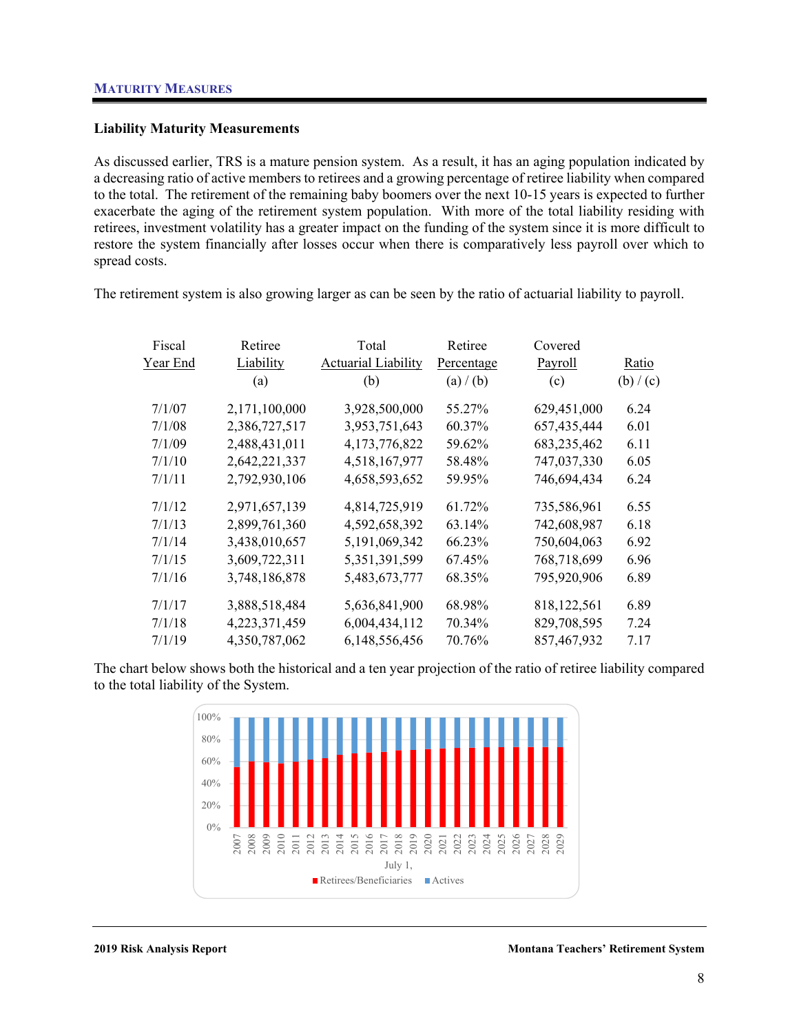## MATURITY MEASURES

### Liability Maturity Measurements

As discussed earlier, TRS is a mature pension system. As a result, it has an aging population indicated by a decreasing ratio of active members to retirees and a growing percentage of retiree liability when compared to the total. The retirement of the remaining baby boomers over the next 10-15 years is expected to further exacerbate the aging of the retirement system population. With more of the total liability residing with retirees, investment volatility has a greater impact on the funding of the system since it is more difficult to restore the system financially after losses occur when there is comparatively less payroll over which to spread costs.

The retirement system is also growing larger as can be seen by the ratio of actuarial liability to payroll.

| Fiscal Year End | Retiree Liability (a) | Total Actuarial Liability (b) | Retiree Percentage (a) / (b) | Covered Payroll (c) | Ratio (b) / (c) |
|---|---|---|---|---|---|
| 7/1/07 | 2,171,100,000 | 3,928,500,000 | 55.27% | 629,451,000 | 6.24 |
| 7/1/08 | 2,386,727,517 | 3,953,751,643 | 60.37% | 657,435,444 | 6.01 |
| 7/1/09 | 2,488,431,011 | 4,173,776,822 | 59.62% | 683,235,462 | 6.11 |
| 7/1/10 | 2,642,221,337 | 4,518,167,977 | 58.48% | 747,037,330 | 6.05 |
| 7/1/11 | 2,792,930,106 | 4,658,593,652 | 59.95% | 746,694,434 | 6.24 |
| 7/1/12 | 2,971,657,139 | 4,814,725,919 | 61.72% | 735,586,961 | 6.55 |
| 7/1/13 | 2,899,761,360 | 4,592,658,392 | 63.14% | 742,608,987 | 6.18 |
| 7/1/14 | 3,438,010,657 | 5,191,069,342 | 66.23% | 750,604,063 | 6.92 |
| 7/1/15 | 3,609,722,311 | 5,351,391,599 | 67.45% | 768,718,699 | 6.96 |
| 7/1/16 | 3,748,186,878 | 5,483,673,777 | 68.35% | 795,920,906 | 6.89 |
| 7/1/17 | 3,888,518,484 | 5,636,841,900 | 68.98% | 818,122,561 | 6.89 |
| 7/1/18 | 4,223,371,459 | 6,004,434,112 | 70.34% | 829,708,595 | 7.24 |
| 7/1/19 | 4,350,787,062 | 6,148,556,456 | 70.76% | 857,467,932 | 7.17 |

The chart below shows both the historical and a ten year projection of the ratio of retiree liability compared to the total liability of the System.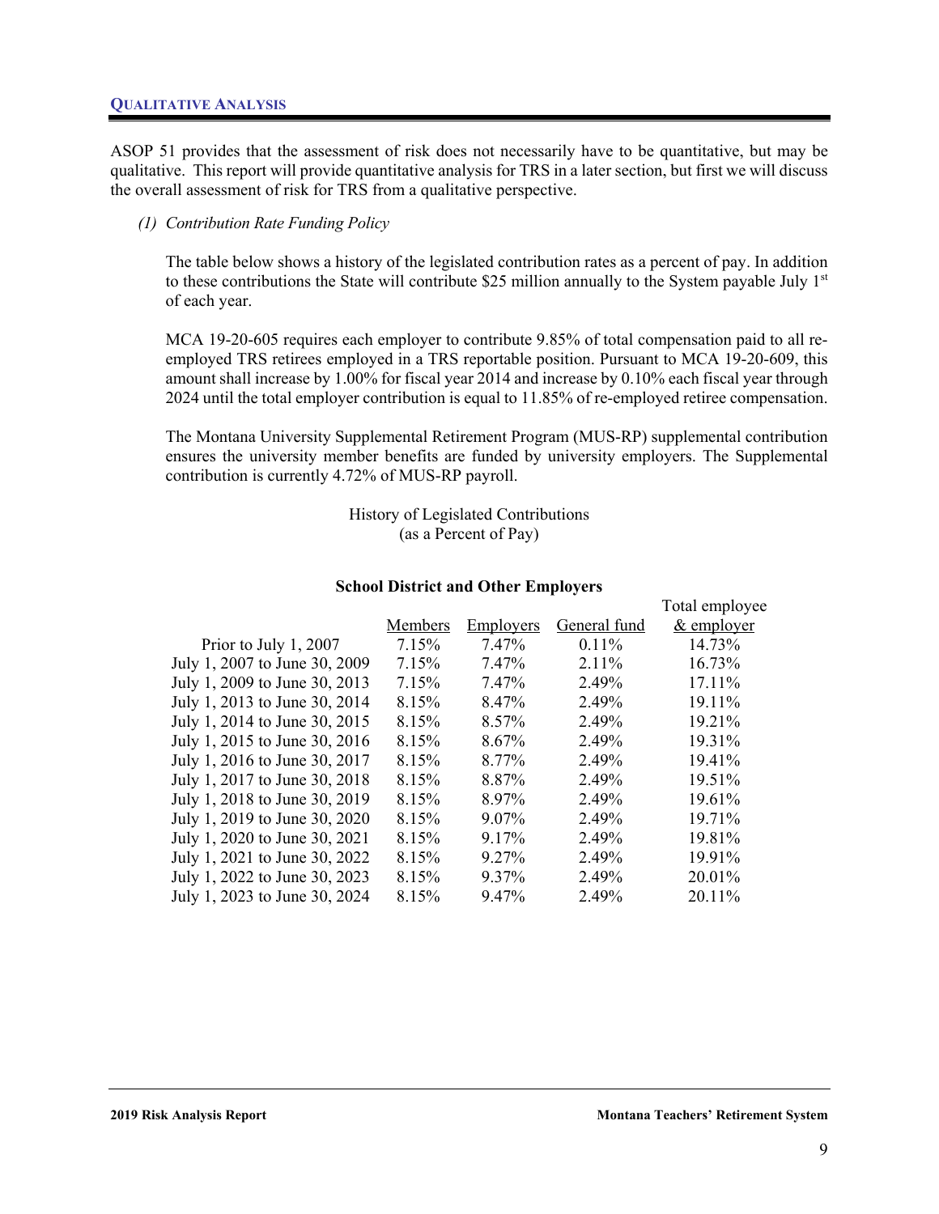## QUALITATIVE ANALYSIS

ASOP 51 provides that the assessment of risk does not necessarily have to be quantitative, but may be qualitative. This report will provide quantitative analysis for TRS in a later section, but first we will discuss the overall assessment of risk for TRS from a qualitative perspective.

*(1) Contribution Rate Funding Policy*

The table below shows a history of the legislated contribution rates as a percent of pay. In addition to these contributions the State will contribute $25 million annually to the System payable July 1st of each year.

MCA 19-20-605 requires each employer to contribute 9.85% of total compensation paid to all re-employed TRS retirees employed in a TRS reportable position. Pursuant to MCA 19-20-609, this amount shall increase by 1.00% for fiscal year 2014 and increase by 0.10% each fiscal year through 2024 until the total employer contribution is equal to 11.85% of re-employed retiree compensation.

The Montana University Supplemental Retirement Program (MUS-RP) supplemental contribution ensures the university member benefits are funded by university employers. The Supplemental contribution is currently 4.72% of MUS-RP payroll.

History of Legislated Contributions
(as a Percent of Pay)

**School District and Other Employers**

| | Members | Employers | General fund | Total employee & employer |
|---|---|---|---|---|
| Prior to July 1, 2007 | 7.15% | 7.47% | 0.11% | 14.73% |
| July 1, 2007 to June 30, 2009 | 7.15% | 7.47% | 2.11% | 16.73% |
| July 1, 2009 to June 30, 2013 | 7.15% | 7.47% | 2.49% | 17.11% |
| July 1, 2013 to June 30, 2014 | 8.15% | 8.47% | 2.49% | 19.11% |
| July 1, 2014 to June 30, 2015 | 8.15% | 8.57% | 2.49% | 19.21% |
| July 1, 2015 to June 30, 2016 | 8.15% | 8.67% | 2.49% | 19.31% |
| July 1, 2016 to June 30, 2017 | 8.15% | 8.77% | 2.49% | 19.41% |
| July 1, 2017 to June 30, 2018 | 8.15% | 8.87% | 2.49% | 19.51% |
| July 1, 2018 to June 30, 2019 | 8.15% | 8.97% | 2.49% | 19.61% |
| July 1, 2019 to June 30, 2020 | 8.15% | 9.07% | 2.49% | 19.71% |
| July 1, 2020 to June 30, 2021 | 8.15% | 9.17% | 2.49% | 19.81% |
| July 1, 2021 to June 30, 2022 | 8.15% | 9.27% | 2.49% | 19.91% |
| July 1, 2022 to June 30, 2023 | 8.15% | 9.37% | 2.49% | 20.01% |
| July 1, 2023 to June 30, 2024 | 8.15% | 9.47% | 2.49% | 20.11% |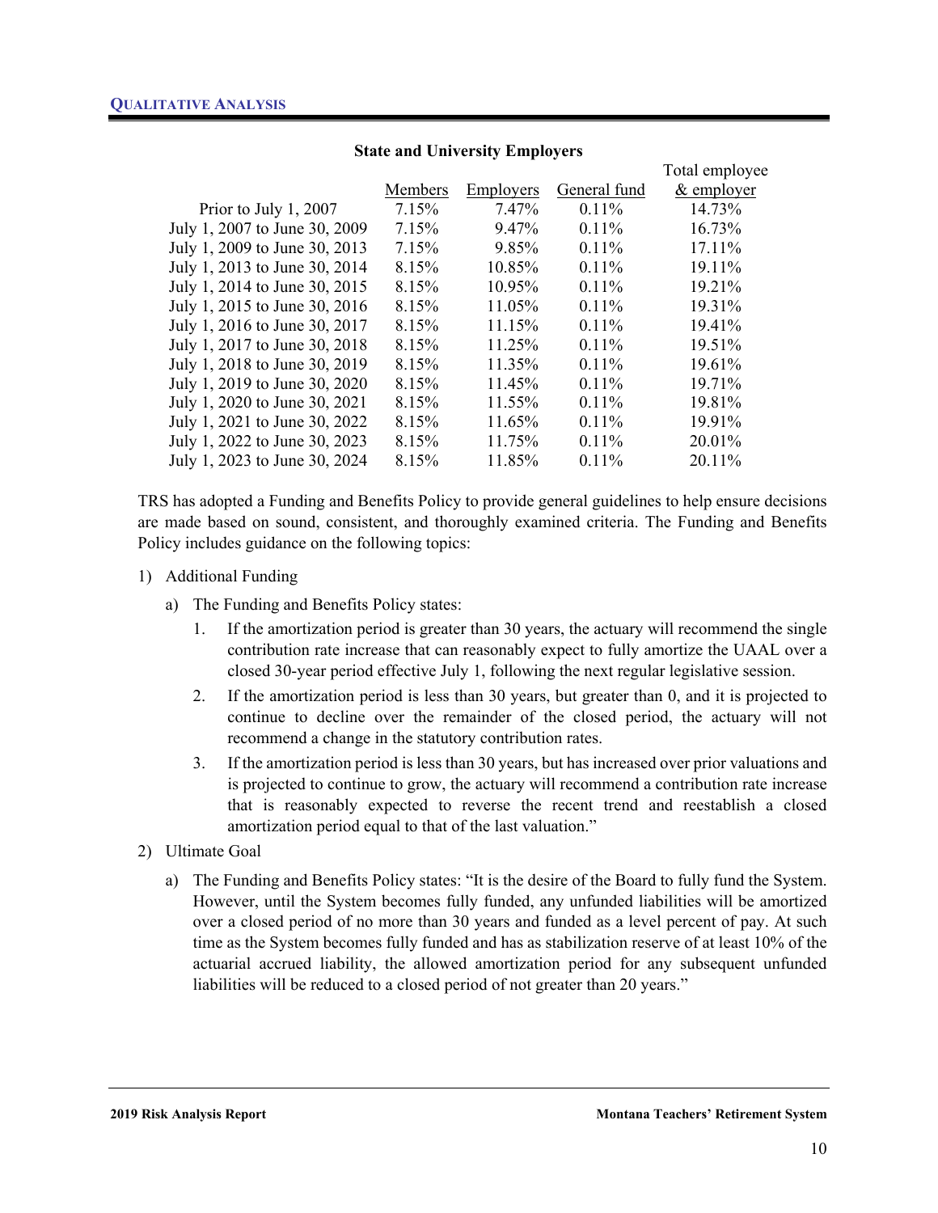**QUALITATIVE ANALYSIS**

**State and University Employers**

| | Members | Employers | General fund | Total employee & employer |
|---|---|---|---|---|
| Prior to July 1, 2007 | 7.15% | 7.47% | 0.11% | 14.73% |
| July 1, 2007 to June 30, 2009 | 7.15% | 9.47% | 0.11% | 16.73% |
| July 1, 2009 to June 30, 2013 | 7.15% | 9.85% | 0.11% | 17.11% |
| July 1, 2013 to June 30, 2014 | 8.15% | 10.85% | 0.11% | 19.11% |
| July 1, 2014 to June 30, 2015 | 8.15% | 10.95% | 0.11% | 19.21% |
| July 1, 2015 to June 30, 2016 | 8.15% | 11.05% | 0.11% | 19.31% |
| July 1, 2016 to June 30, 2017 | 8.15% | 11.15% | 0.11% | 19.41% |
| July 1, 2017 to June 30, 2018 | 8.15% | 11.25% | 0.11% | 19.51% |
| July 1, 2018 to June 30, 2019 | 8.15% | 11.35% | 0.11% | 19.61% |
| July 1, 2019 to June 30, 2020 | 8.15% | 11.45% | 0.11% | 19.71% |
| July 1, 2020 to June 30, 2021 | 8.15% | 11.55% | 0.11% | 19.81% |
| July 1, 2021 to June 30, 2022 | 8.15% | 11.65% | 0.11% | 19.91% |
| July 1, 2022 to June 30, 2023 | 8.15% | 11.75% | 0.11% | 20.01% |
| July 1, 2023 to June 30, 2024 | 8.15% | 11.85% | 0.11% | 20.11% |

TRS has adopted a Funding and Benefits Policy to provide general guidelines to help ensure decisions are made based on sound, consistent, and thoroughly examined criteria. The Funding and Benefits Policy includes guidance on the following topics:

1) Additional Funding
   a) The Funding and Benefits Policy states:
      1. If the amortization period is greater than 30 years, the actuary will recommend the single contribution rate increase that can reasonably expect to fully amortize the UAAL over a closed 30-year period effective July 1, following the next regular legislative session.
      2. If the amortization period is less than 30 years, but greater than 0, and it is projected to continue to decline over the remainder of the closed period, the actuary will not recommend a change in the statutory contribution rates.
      3. If the amortization period is less than 30 years, but has increased over prior valuations and is projected to continue to grow, the actuary will recommend a contribution rate increase that is reasonably expected to reverse the recent trend and reestablish a closed amortization period equal to that of the last valuation."
2) Ultimate Goal
   a) The Funding and Benefits Policy states: "It is the desire of the Board to fully fund the System. However, until the System becomes fully funded, any unfunded liabilities will be amortized over a closed period of no more than 30 years and funded as a level percent of pay. At such time as the System becomes fully funded and has as stabilization reserve of at least 10% of the actuarial accrued liability, the allowed amortization period for any subsequent unfunded liabilities will be reduced to a closed period of not greater than 20 years."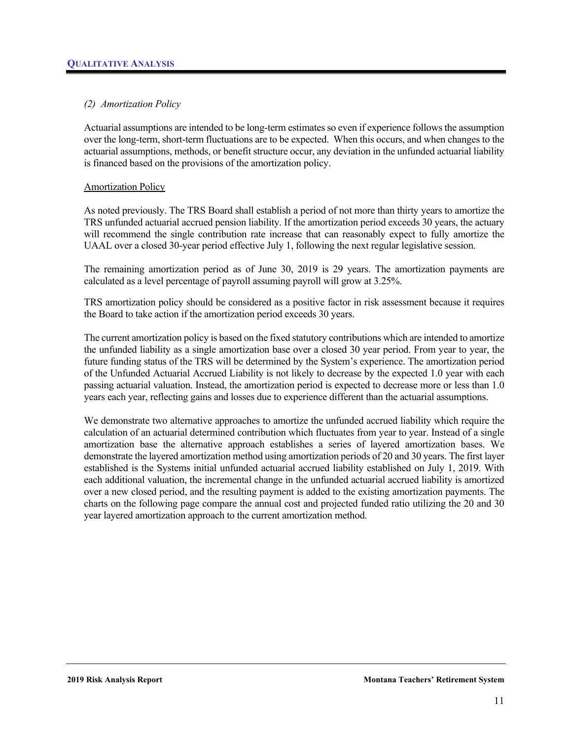*(2) Amortization Policy*

Actuarial assumptions are intended to be long-term estimates so even if experience follows the assumption over the long-term, short-term fluctuations are to be expected. When this occurs, and when changes to the actuarial assumptions, methods, or benefit structure occur, any deviation in the unfunded actuarial liability is financed based on the provisions of the amortization policy.

Amortization Policy

As noted previously. The TRS Board shall establish a period of not more than thirty years to amortize the TRS unfunded actuarial accrued pension liability. If the amortization period exceeds 30 years, the actuary will recommend the single contribution rate increase that can reasonably expect to fully amortize the UAAL over a closed 30-year period effective July 1, following the next regular legislative session.

The remaining amortization period as of June 30, 2019 is 29 years. The amortization payments are calculated as a level percentage of payroll assuming payroll will grow at 3.25%.

TRS amortization policy should be considered as a positive factor in risk assessment because it requires the Board to take action if the amortization period exceeds 30 years.

The current amortization policy is based on the fixed statutory contributions which are intended to amortize the unfunded liability as a single amortization base over a closed 30 year period. From year to year, the future funding status of the TRS will be determined by the System's experience. The amortization period of the Unfunded Actuarial Accrued Liability is not likely to decrease by the expected 1.0 year with each passing actuarial valuation. Instead, the amortization period is expected to decrease more or less than 1.0 years each year, reflecting gains and losses due to experience different than the actuarial assumptions.

We demonstrate two alternative approaches to amortize the unfunded accrued liability which require the calculation of an actuarial determined contribution which fluctuates from year to year. Instead of a single amortization base the alternative approach establishes a series of layered amortization bases. We demonstrate the layered amortization method using amortization periods of 20 and 30 years. The first layer established is the Systems initial unfunded actuarial accrued liability established on July 1, 2019. With each additional valuation, the incremental change in the unfunded actuarial accrued liability is amortized over a new closed period, and the resulting payment is added to the existing amortization payments. The charts on the following page compare the annual cost and projected funded ratio utilizing the 20 and 30 year layered amortization approach to the current amortization method.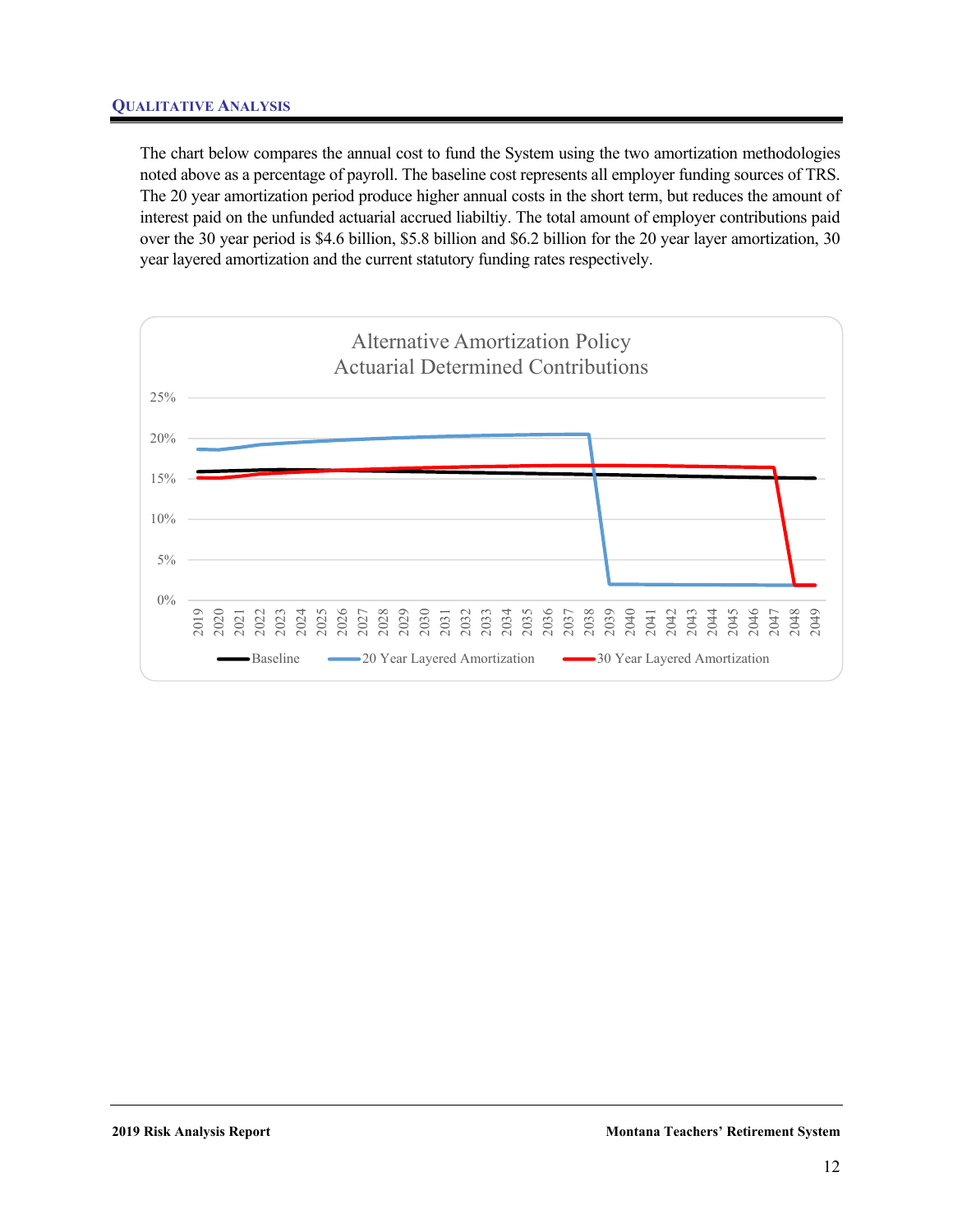## QUALITATIVE ANALYSIS

The chart below compares the annual cost to fund the System using the two amortization methodologies noted above as a percentage of payroll. The baseline cost represents all employer funding sources of TRS. The 20 year amortization period produce higher annual costs in the short term, but reduces the amount of interest paid on the unfunded actuarial accrued liabiltiy. The total amount of employer contributions paid over the 30 year period is $4.6 billion, $5.8 billion and $6.2 billion for the 20 year layer amortization, 30 year layered amortization and the current statutory funding rates respectively.

Alternative Amortization Policy
Actuarial Determined Contributions

Legend: Baseline, 20 Year Layered Amortization, 30 Year Layered Amortization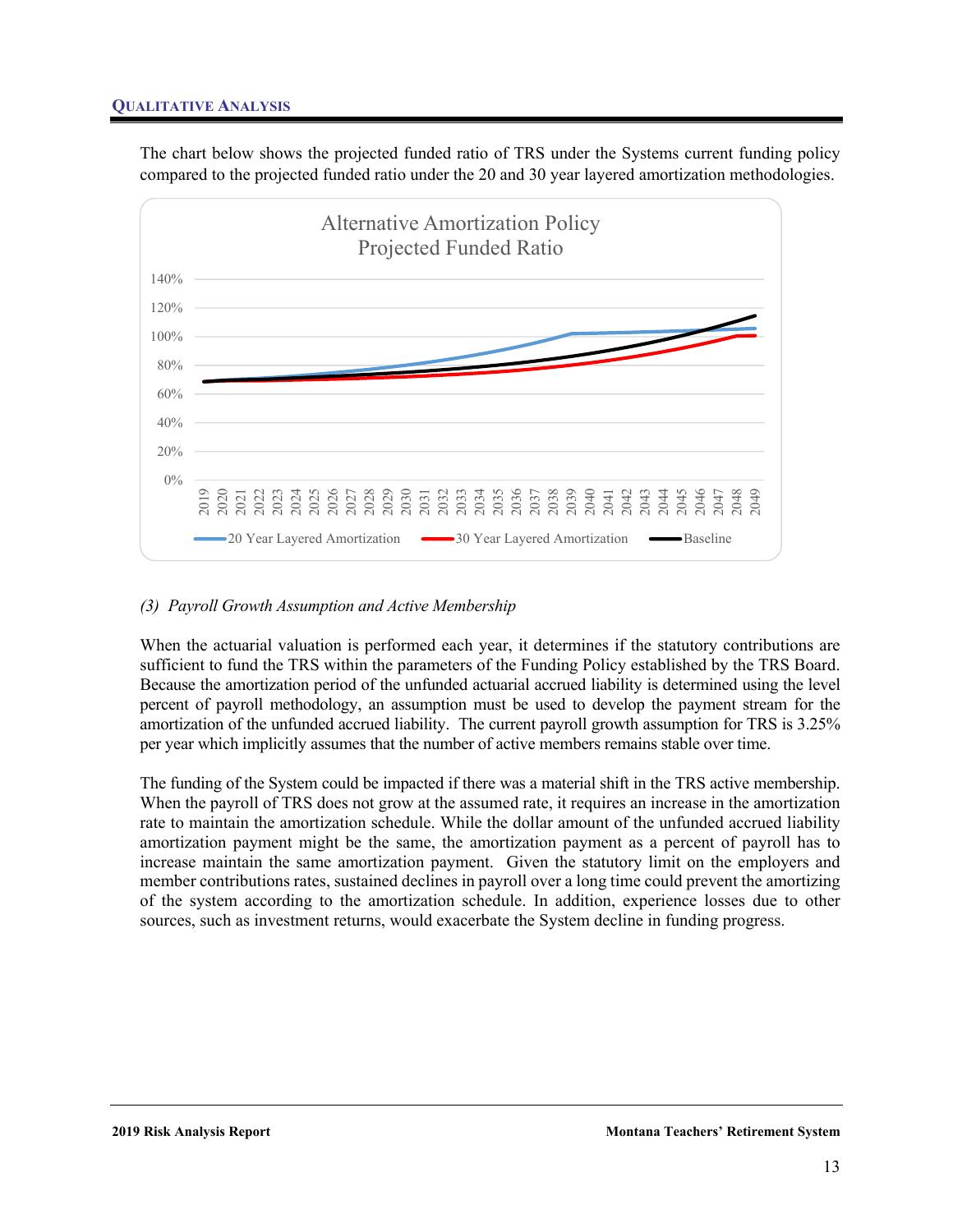## QUALITATIVE ANALYSIS

The chart below shows the projected funded ratio of TRS under the Systems current funding policy compared to the projected funded ratio under the 20 and 30 year layered amortization methodologies.

Alternative Amortization Policy
Projected Funded Ratio

*(3) Payroll Growth Assumption and Active Membership*

When the actuarial valuation is performed each year, it determines if the statutory contributions are sufficient to fund the TRS within the parameters of the Funding Policy established by the TRS Board. Because the amortization period of the unfunded actuarial accrued liability is determined using the level percent of payroll methodology, an assumption must be used to develop the payment stream for the amortization of the unfunded accrued liability. The current payroll growth assumption for TRS is 3.25% per year which implicitly assumes that the number of active members remains stable over time.

The funding of the System could be impacted if there was a material shift in the TRS active membership. When the payroll of TRS does not grow at the assumed rate, it requires an increase in the amortization rate to maintain the amortization schedule. While the dollar amount of the unfunded accrued liability amortization payment might be the same, the amortization payment as a percent of payroll has to increase maintain the same amortization payment. Given the statutory limit on the employers and member contributions rates, sustained declines in payroll over a long time could prevent the amortizing of the system according to the amortization schedule. In addition, experience losses due to other sources, such as investment returns, would exacerbate the System decline in funding progress.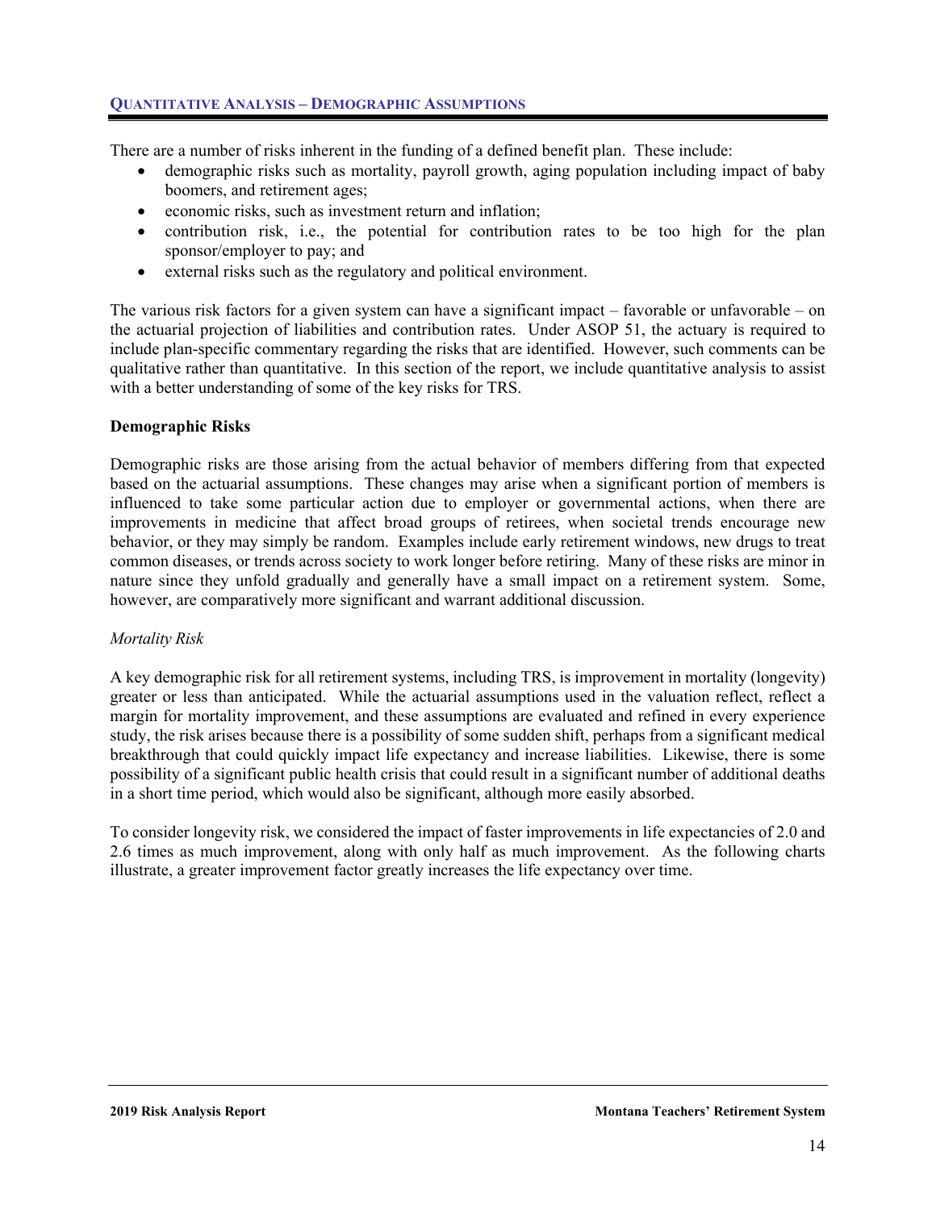## Quantitative Analysis – Demographic Assumptions

There are a number of risks inherent in the funding of a defined benefit plan. These include:

- demographic risks such as mortality, payroll growth, aging population including impact of baby boomers, and retirement ages;
- economic risks, such as investment return and inflation;
- contribution risk, i.e., the potential for contribution rates to be too high for the plan sponsor/employer to pay; and
- external risks such as the regulatory and political environment.

The various risk factors for a given system can have a significant impact – favorable or unfavorable – on the actuarial projection of liabilities and contribution rates. Under ASOP 51, the actuary is required to include plan-specific commentary regarding the risks that are identified. However, such comments can be qualitative rather than quantitative. In this section of the report, we include quantitative analysis to assist with a better understanding of some of the key risks for TRS.

**Demographic Risks**

Demographic risks are those arising from the actual behavior of members differing from that expected based on the actuarial assumptions. These changes may arise when a significant portion of members is influenced to take some particular action due to employer or governmental actions, when there are improvements in medicine that affect broad groups of retirees, when societal trends encourage new behavior, or they may simply be random. Examples include early retirement windows, new drugs to treat common diseases, or trends across society to work longer before retiring. Many of these risks are minor in nature since they unfold gradually and generally have a small impact on a retirement system. Some, however, are comparatively more significant and warrant additional discussion.

*Mortality Risk*

A key demographic risk for all retirement systems, including TRS, is improvement in mortality (longevity) greater or less than anticipated. While the actuarial assumptions used in the valuation reflect, reflect a margin for mortality improvement, and these assumptions are evaluated and refined in every experience study, the risk arises because there is a possibility of some sudden shift, perhaps from a significant medical breakthrough that could quickly impact life expectancy and increase liabilities. Likewise, there is some possibility of a significant public health crisis that could result in a significant number of additional deaths in a short time period, which would also be significant, although more easily absorbed.

To consider longevity risk, we considered the impact of faster improvements in life expectancies of 2.0 and 2.6 times as much improvement, along with only half as much improvement. As the following charts illustrate, a greater improvement factor greatly increases the life expectancy over time.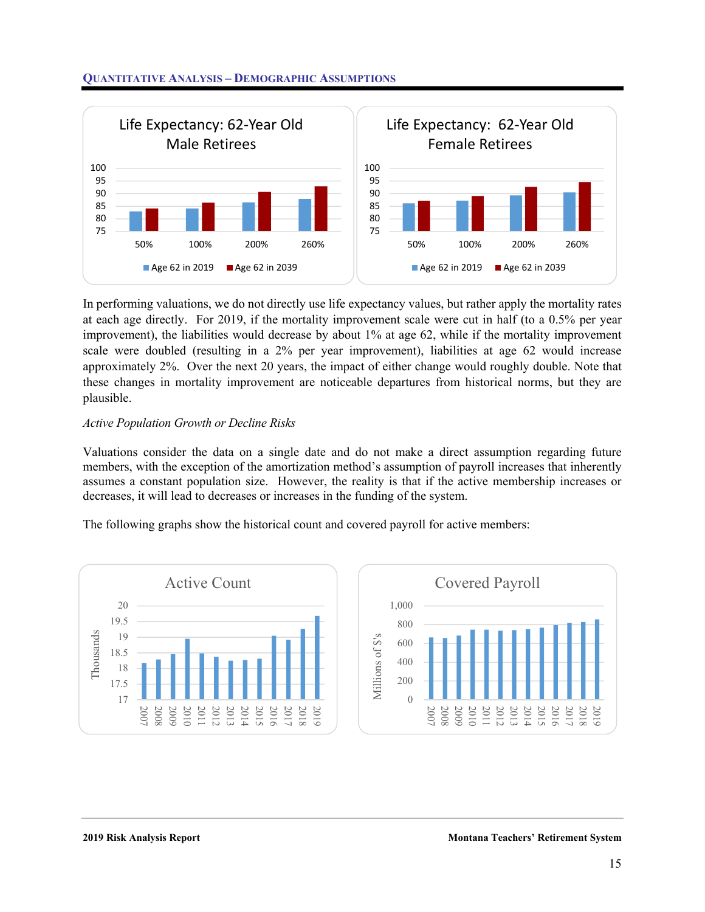## Quantitative Analysis – Demographic Assumptions

In performing valuations, we do not directly use life expectancy values, but rather apply the mortality rates at each age directly. For 2019, if the mortality improvement scale were cut in half (to a 0.5% per year improvement), the liabilities would decrease by about 1% at age 62, while if the mortality improvement scale were doubled (resulting in a 2% per year improvement), liabilities at age 62 would increase approximately 2%. Over the next 20 years, the impact of either change would roughly double. Note that these changes in mortality improvement are noticeable departures from historical norms, but they are plausible.

*Active Population Growth or Decline Risks*

Valuations consider the data on a single date and do not make a direct assumption regarding future members, with the exception of the amortization method's assumption of payroll increases that inherently assumes a constant population size. However, the reality is that if the active membership increases or decreases, it will lead to decreases or increases in the funding of the system.

The following graphs show the historical count and covered payroll for active members: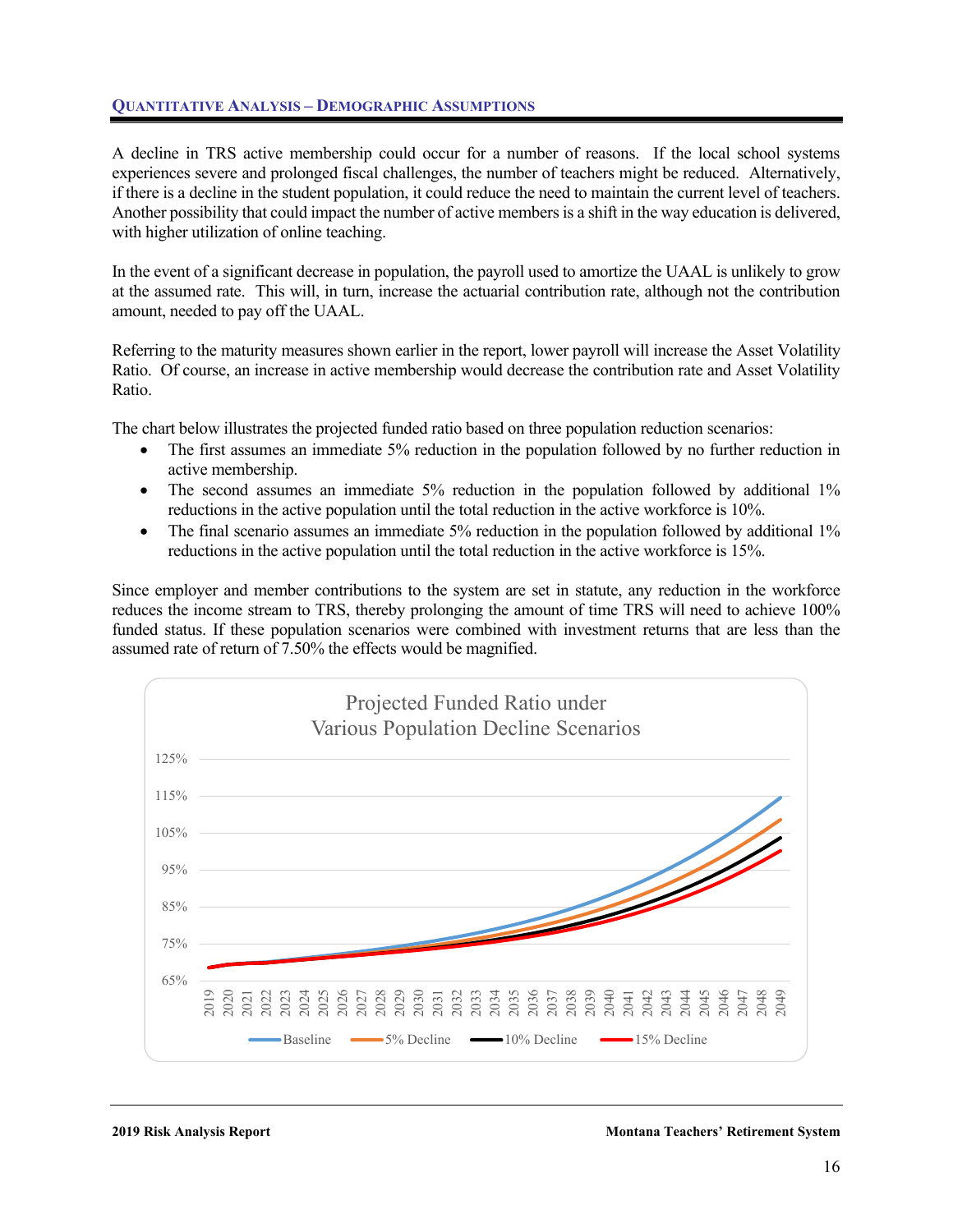## Quantitative Analysis – Demographic Assumptions

A decline in TRS active membership could occur for a number of reasons. If the local school systems experiences severe and prolonged fiscal challenges, the number of teachers might be reduced. Alternatively, if there is a decline in the student population, it could reduce the need to maintain the current level of teachers. Another possibility that could impact the number of active members is a shift in the way education is delivered, with higher utilization of online teaching.

In the event of a significant decrease in population, the payroll used to amortize the UAAL is unlikely to grow at the assumed rate. This will, in turn, increase the actuarial contribution rate, although not the contribution amount, needed to pay off the UAAL.

Referring to the maturity measures shown earlier in the report, lower payroll will increase the Asset Volatility Ratio. Of course, an increase in active membership would decrease the contribution rate and Asset Volatility Ratio.

The chart below illustrates the projected funded ratio based on three population reduction scenarios:

- The first assumes an immediate 5% reduction in the population followed by no further reduction in active membership.
- The second assumes an immediate 5% reduction in the population followed by additional 1% reductions in the active population until the total reduction in the active workforce is 10%.
- The final scenario assumes an immediate 5% reduction in the population followed by additional 1% reductions in the active population until the total reduction in the active workforce is 15%.

Since employer and member contributions to the system are set in statute, any reduction in the workforce reduces the income stream to TRS, thereby prolonging the amount of time TRS will need to achieve 100% funded status. If these population scenarios were combined with investment returns that are less than the assumed rate of return of 7.50% the effects would be magnified.

Projected Funded Ratio under Various Population Decline Scenarios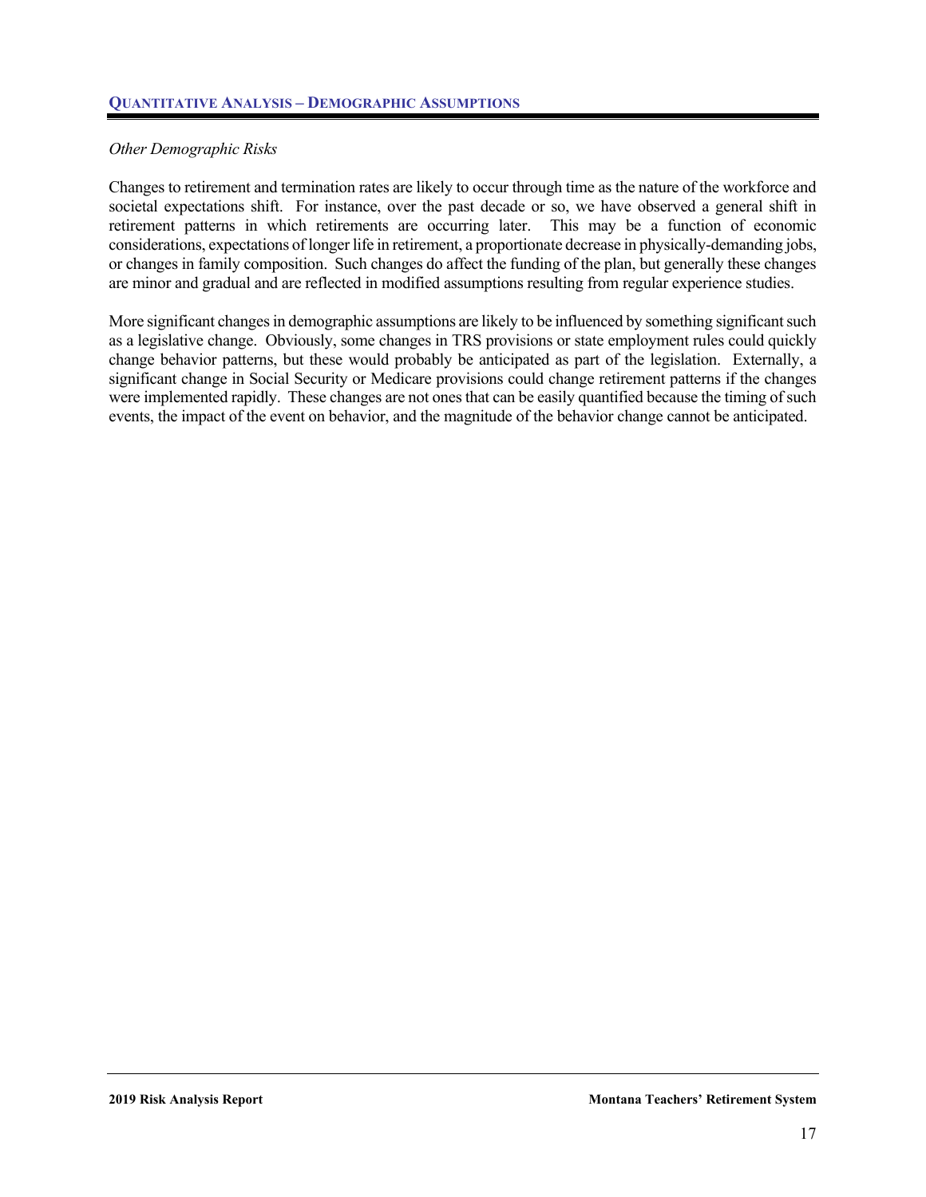## Quantitative Analysis – Demographic Assumptions

*Other Demographic Risks*

Changes to retirement and termination rates are likely to occur through time as the nature of the workforce and societal expectations shift. For instance, over the past decade or so, we have observed a general shift in retirement patterns in which retirements are occurring later. This may be a function of economic considerations, expectations of longer life in retirement, a proportionate decrease in physically-demanding jobs, or changes in family composition. Such changes do affect the funding of the plan, but generally these changes are minor and gradual and are reflected in modified assumptions resulting from regular experience studies.

More significant changes in demographic assumptions are likely to be influenced by something significant such as a legislative change. Obviously, some changes in TRS provisions or state employment rules could quickly change behavior patterns, but these would probably be anticipated as part of the legislation. Externally, a significant change in Social Security or Medicare provisions could change retirement patterns if the changes were implemented rapidly. These changes are not ones that can be easily quantified because the timing of such events, the impact of the event on behavior, and the magnitude of the behavior change cannot be anticipated.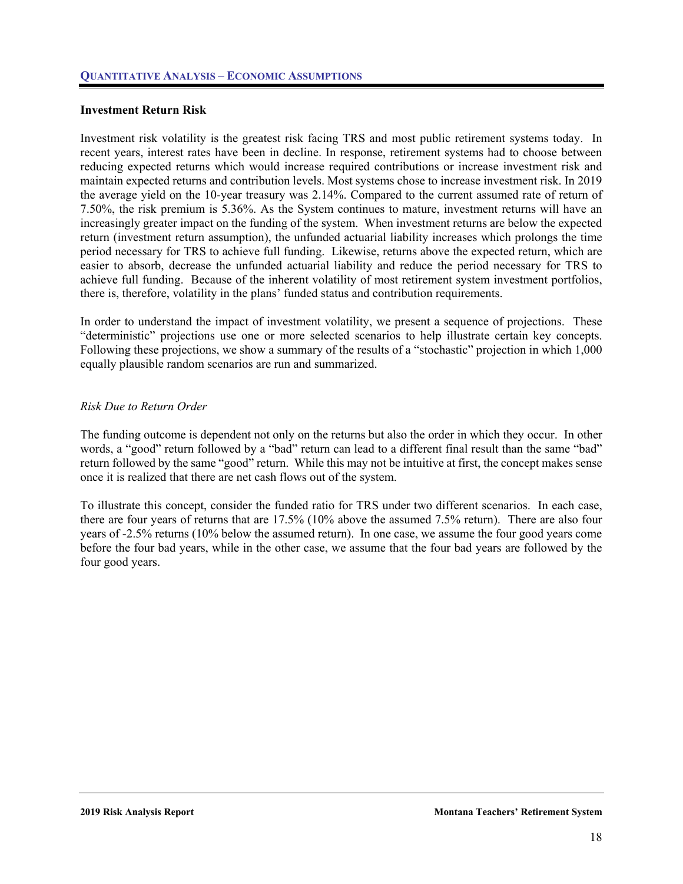## Investment Return Risk

Investment risk volatility is the greatest risk facing TRS and most public retirement systems today. In recent years, interest rates have been in decline. In response, retirement systems had to choose between reducing expected returns which would increase required contributions or increase investment risk and maintain expected returns and contribution levels. Most systems chose to increase investment risk. In 2019 the average yield on the 10-year treasury was 2.14%. Compared to the current assumed rate of return of 7.50%, the risk premium is 5.36%. As the System continues to mature, investment returns will have an increasingly greater impact on the funding of the system. When investment returns are below the expected return (investment return assumption), the unfunded actuarial liability increases which prolongs the time period necessary for TRS to achieve full funding. Likewise, returns above the expected return, which are easier to absorb, decrease the unfunded actuarial liability and reduce the period necessary for TRS to achieve full funding. Because of the inherent volatility of most retirement system investment portfolios, there is, therefore, volatility in the plans' funded status and contribution requirements.

In order to understand the impact of investment volatility, we present a sequence of projections. These "deterministic" projections use one or more selected scenarios to help illustrate certain key concepts. Following these projections, we show a summary of the results of a "stochastic" projection in which 1,000 equally plausible random scenarios are run and summarized.

*Risk Due to Return Order*

The funding outcome is dependent not only on the returns but also the order in which they occur. In other words, a "good" return followed by a "bad" return can lead to a different final result than the same "bad" return followed by the same "good" return. While this may not be intuitive at first, the concept makes sense once it is realized that there are net cash flows out of the system.

To illustrate this concept, consider the funded ratio for TRS under two different scenarios. In each case, there are four years of returns that are 17.5% (10% above the assumed 7.5% return). There are also four years of -2.5% returns (10% below the assumed return). In one case, we assume the four good years come before the four bad years, while in the other case, we assume that the four bad years are followed by the four good years.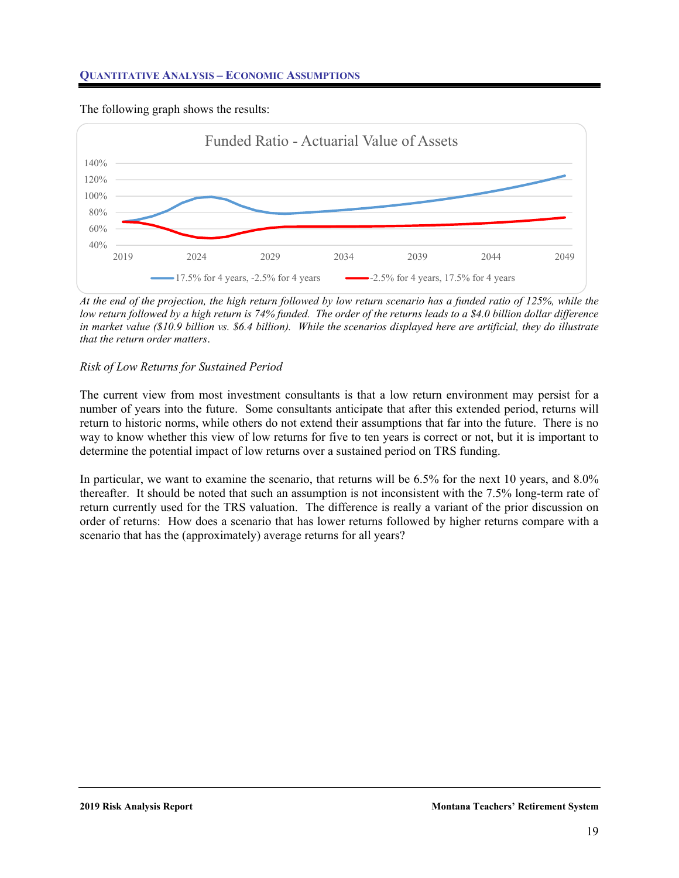The following graph shows the results:

*At the end of the projection, the high return followed by low return scenario has a funded ratio of 125%, while the low return followed by a high return is 74% funded. The order of the returns leads to a $4.0 billion dollar difference in market value ($10.9 billion vs. $6.4 billion). While the scenarios displayed here are artificial, they do illustrate that the return order matters.*

*Risk of Low Returns for Sustained Period*

The current view from most investment consultants is that a low return environment may persist for a number of years into the future. Some consultants anticipate that after this extended period, returns will return to historic norms, while others do not extend their assumptions that far into the future. There is no way to know whether this view of low returns for five to ten years is correct or not, but it is important to determine the potential impact of low returns over a sustained period on TRS funding.

In particular, we want to examine the scenario, that returns will be 6.5% for the next 10 years, and 8.0% thereafter. It should be noted that such an assumption is not inconsistent with the 7.5% long-term rate of return currently used for the TRS valuation. The difference is really a variant of the prior discussion on order of returns: How does a scenario that has lower returns followed by higher returns compare with a scenario that has the (approximately) average returns for all years?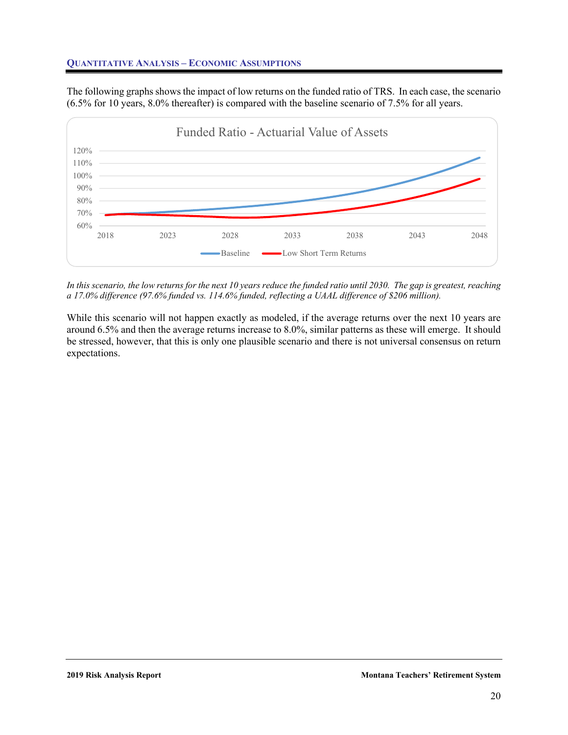## Quantitative Analysis – Economic Assumptions

The following graphs shows the impact of low returns on the funded ratio of TRS. In each case, the scenario (6.5% for 10 years, 8.0% thereafter) is compared with the baseline scenario of 7.5% for all years.

*In this scenario, the low returns for the next 10 years reduce the funded ratio until 2030. The gap is greatest, reaching a 17.0% difference (97.6% funded vs. 114.6% funded, reflecting a UAAL difference of $206 million).*

While this scenario will not happen exactly as modeled, if the average returns over the next 10 years are around 6.5% and then the average returns increase to 8.0%, similar patterns as these will emerge. It should be stressed, however, that this is only one plausible scenario and there is not universal consensus on return expectations.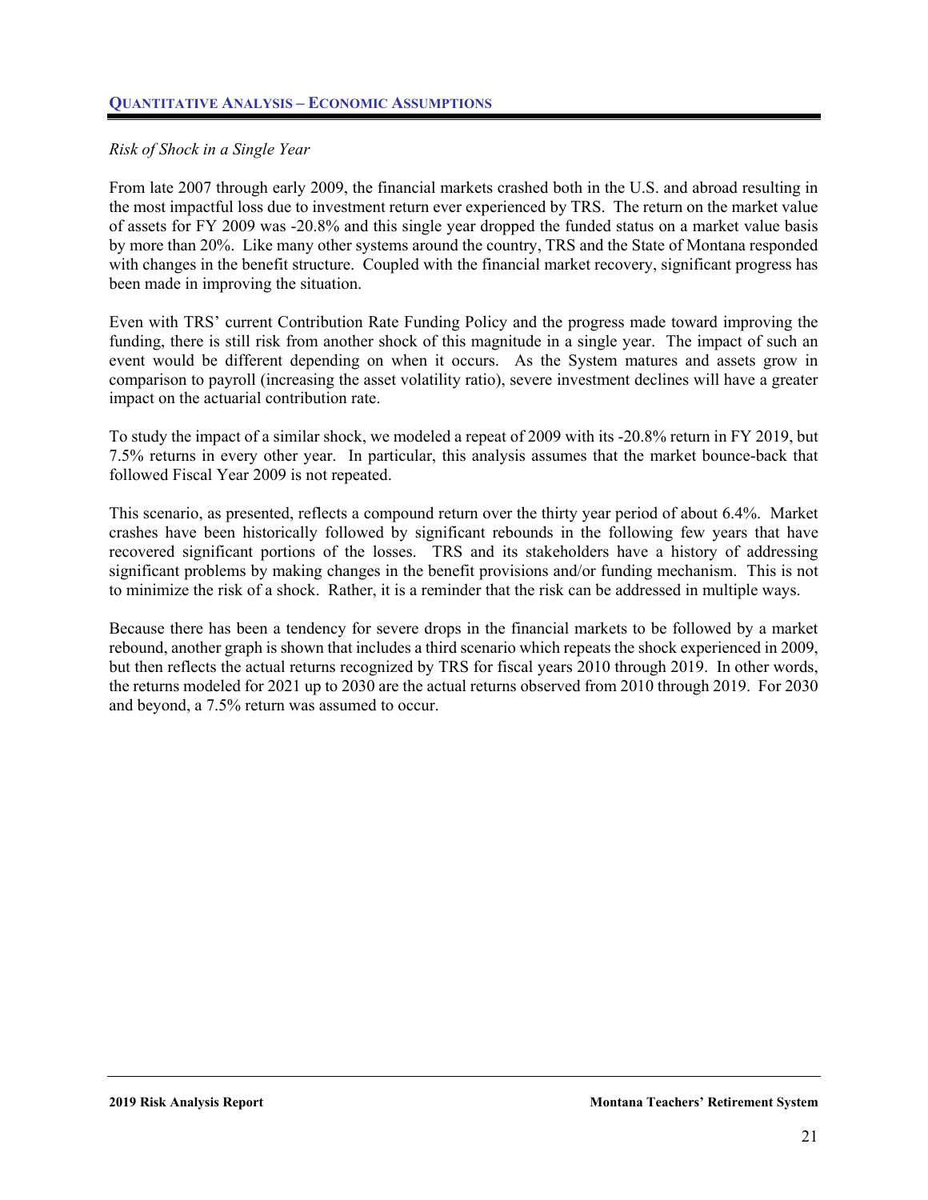*Risk of Shock in a Single Year*

From late 2007 through early 2009, the financial markets crashed both in the U.S. and abroad resulting in the most impactful loss due to investment return ever experienced by TRS. The return on the market value of assets for FY 2009 was -20.8% and this single year dropped the funded status on a market value basis by more than 20%. Like many other systems around the country, TRS and the State of Montana responded with changes in the benefit structure. Coupled with the financial market recovery, significant progress has been made in improving the situation.

Even with TRS' current Contribution Rate Funding Policy and the progress made toward improving the funding, there is still risk from another shock of this magnitude in a single year. The impact of such an event would be different depending on when it occurs. As the System matures and assets grow in comparison to payroll (increasing the asset volatility ratio), severe investment declines will have a greater impact on the actuarial contribution rate.

To study the impact of a similar shock, we modeled a repeat of 2009 with its -20.8% return in FY 2019, but 7.5% returns in every other year. In particular, this analysis assumes that the market bounce-back that followed Fiscal Year 2009 is not repeated.

This scenario, as presented, reflects a compound return over the thirty year period of about 6.4%. Market crashes have been historically followed by significant rebounds in the following few years that have recovered significant portions of the losses. TRS and its stakeholders have a history of addressing significant problems by making changes in the benefit provisions and/or funding mechanism. This is not to minimize the risk of a shock. Rather, it is a reminder that the risk can be addressed in multiple ways.

Because there has been a tendency for severe drops in the financial markets to be followed by a market rebound, another graph is shown that includes a third scenario which repeats the shock experienced in 2009, but then reflects the actual returns recognized by TRS for fiscal years 2010 through 2019. In other words, the returns modeled for 2021 up to 2030 are the actual returns observed from 2010 through 2019. For 2030 and beyond, a 7.5% return was assumed to occur.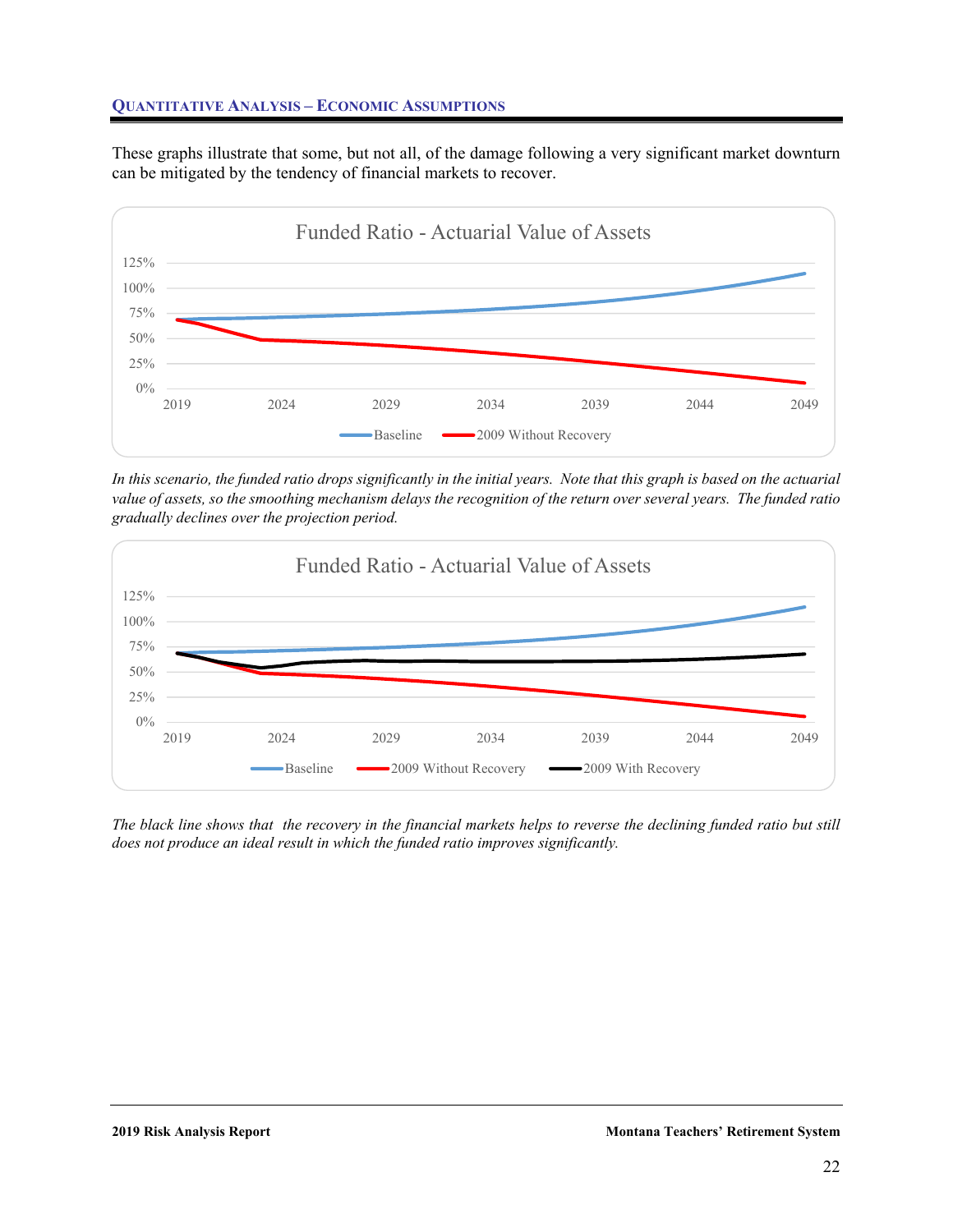## Quantitative Analysis – Economic Assumptions

These graphs illustrate that some, but not all, of the damage following a very significant market downturn can be mitigated by the tendency of financial markets to recover.

*In this scenario, the funded ratio drops significantly in the initial years. Note that this graph is based on the actuarial value of assets, so the smoothing mechanism delays the recognition of the return over several years. The funded ratio gradually declines over the projection period.*

*The black line shows that the recovery in the financial markets helps to reverse the declining funded ratio but still does not produce an ideal result in which the funded ratio improves significantly.*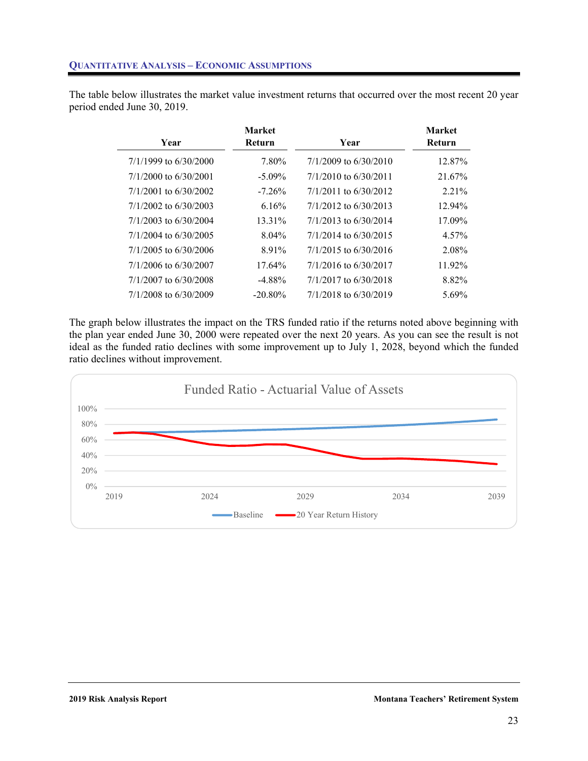## QUANTITATIVE ANALYSIS – ECONOMIC ASSUMPTIONS

The table below illustrates the market value investment returns that occurred over the most recent 20 year period ended June 30, 2019.

| Year | Market Return | Year | Market Return |
|---|---:|---|---:|
| 7/1/1999 to 6/30/2000 | 7.80% | 7/1/2009 to 6/30/2010 | 12.87% |
| 7/1/2000 to 6/30/2001 | -5.09% | 7/1/2010 to 6/30/2011 | 21.67% |
| 7/1/2001 to 6/30/2002 | -7.26% | 7/1/2011 to 6/30/2012 | 2.21% |
| 7/1/2002 to 6/30/2003 | 6.16% | 7/1/2012 to 6/30/2013 | 12.94% |
| 7/1/2003 to 6/30/2004 | 13.31% | 7/1/2013 to 6/30/2014 | 17.09% |
| 7/1/2004 to 6/30/2005 | 8.04% | 7/1/2014 to 6/30/2015 | 4.57% |
| 7/1/2005 to 6/30/2006 | 8.91% | 7/1/2015 to 6/30/2016 | 2.08% |
| 7/1/2006 to 6/30/2007 | 17.64% | 7/1/2016 to 6/30/2017 | 11.92% |
| 7/1/2007 to 6/30/2008 | -4.88% | 7/1/2017 to 6/30/2018 | 8.82% |
| 7/1/2008 to 6/30/2009 | -20.80% | 7/1/2018 to 6/30/2019 | 5.69% |

The graph below illustrates the impact on the TRS funded ratio if the returns noted above beginning with the plan year ended June 30, 2000 were repeated over the next 20 years. As you can see the result is not ideal as the funded ratio declines with some improvement up to July 1, 2028, beyond which the funded ratio declines without improvement.

Funded Ratio - Actuarial Value of Assets

(Chart: y-axis 0% to 100%; x-axis 2019, 2024, 2029, 2034, 2039; legend: Baseline, 20 Year Return History)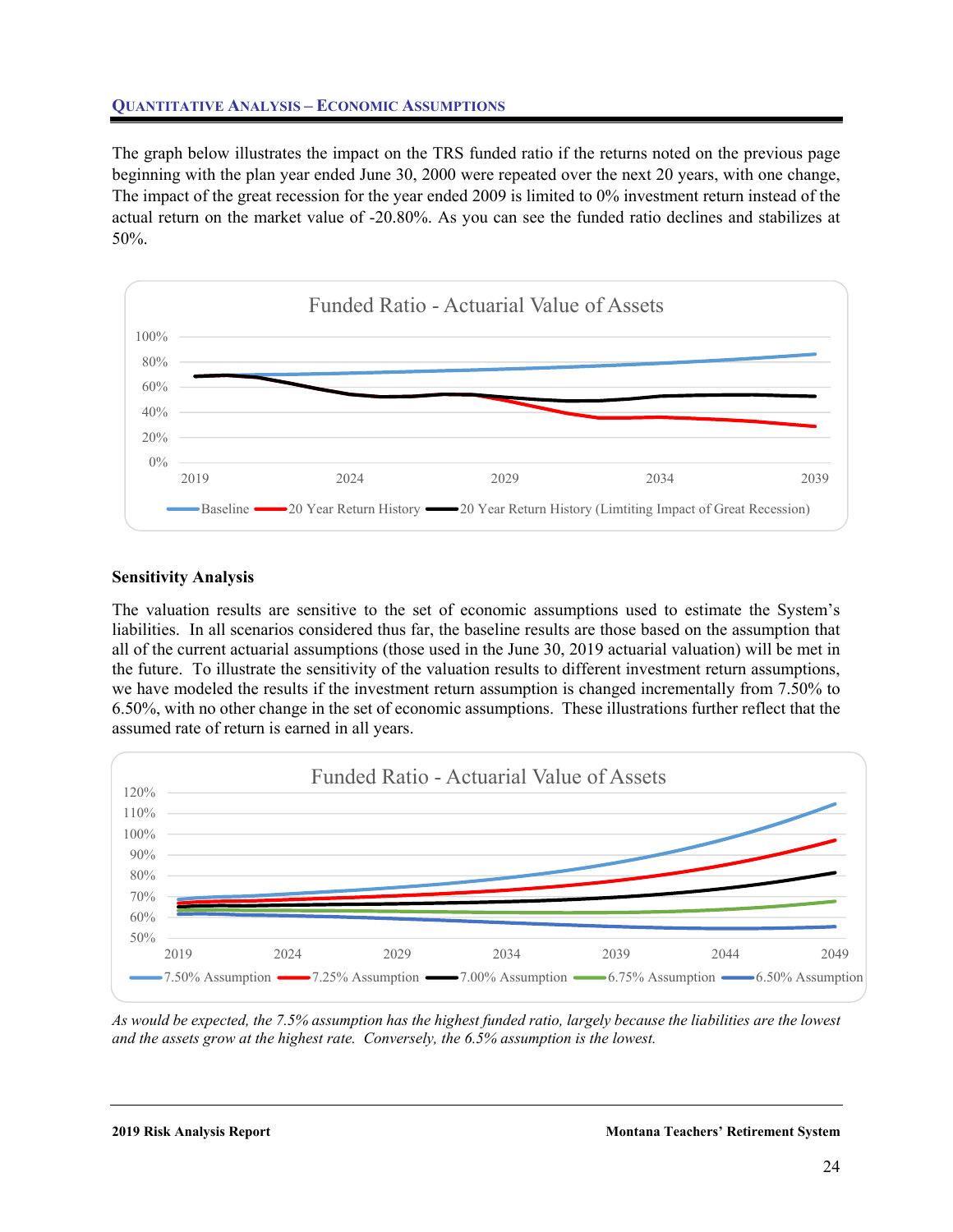**QUANTITATIVE ANALYSIS – ECONOMIC ASSUMPTIONS**

The graph below illustrates the impact on the TRS funded ratio if the returns noted on the previous page beginning with the plan year ended June 30, 2000 were repeated over the next 20 years, with one change, The impact of the great recession for the year ended 2009 is limited to 0% investment return instead of the actual return on the market value of -20.80%. As you can see the funded ratio declines and stabilizes at 50%.

Funded Ratio - Actuarial Value of Assets

100%
80%
60%
40%
20%
0%

2019 2024 2029 2034 2039

Baseline 20 Year Return History 20 Year Return History (Limtiting Impact of Great Recession)

### Sensitivity Analysis

The valuation results are sensitive to the set of economic assumptions used to estimate the System's liabilities. In all scenarios considered thus far, the baseline results are those based on the assumption that all of the current actuarial assumptions (those used in the June 30, 2019 actuarial valuation) will be met in the future. To illustrate the sensitivity of the valuation results to different investment return assumptions, we have modeled the results if the investment return assumption is changed incrementally from 7.50% to 6.50%, with no other change in the set of economic assumptions. These illustrations further reflect that the assumed rate of return is earned in all years.

Funded Ratio - Actuarial Value of Assets

120%
110%
100%
90%
80%
70%
60%
50%

2019 2024 2029 2034 2039 2044 2049

7.50% Assumption 7.25% Assumption 7.00% Assumption 6.75% Assumption 6.50% Assumption

*As would be expected, the 7.5% assumption has the highest funded ratio, largely because the liabilities are the lowest and the assets grow at the highest rate. Conversely, the 6.5% assumption is the lowest.*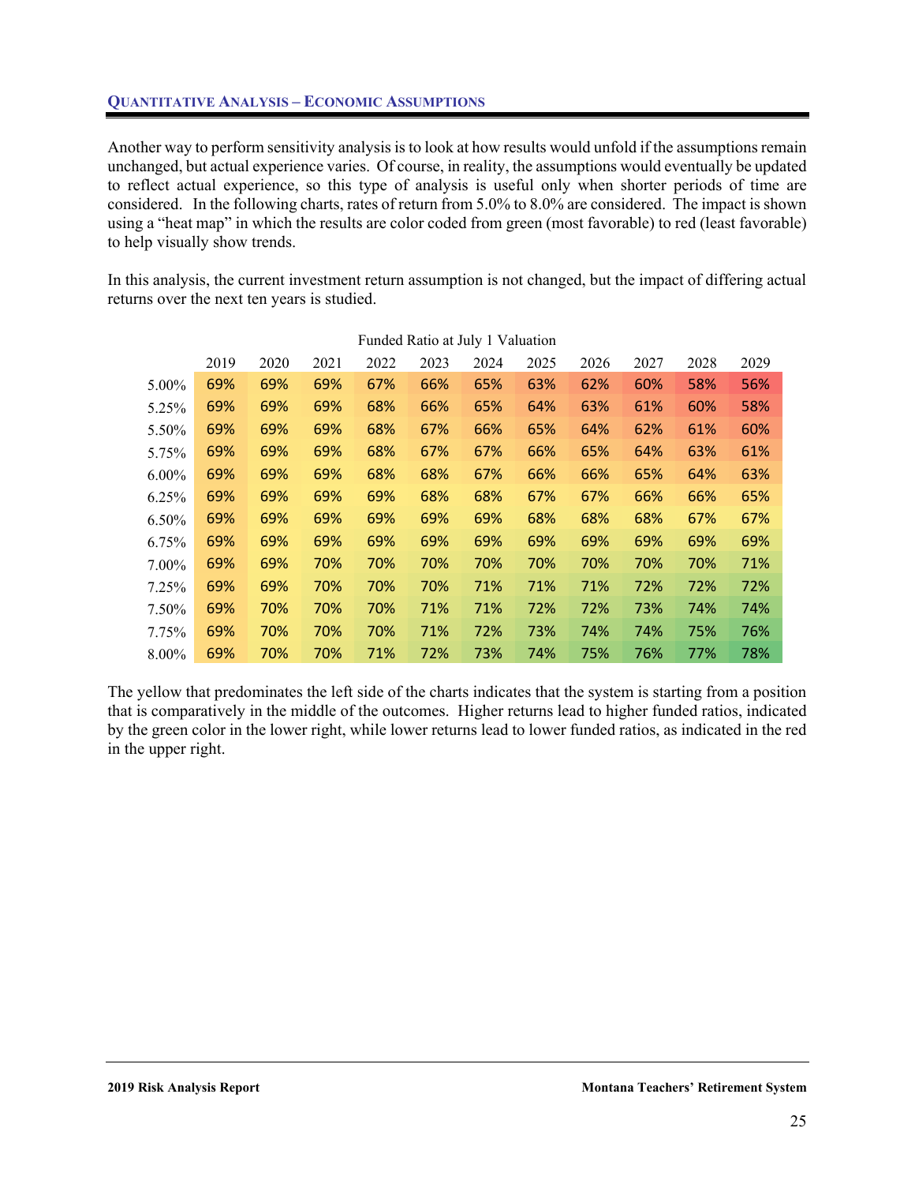## QUANTITATIVE ANALYSIS – ECONOMIC ASSUMPTIONS

Another way to perform sensitivity analysis is to look at how results would unfold if the assumptions remain unchanged, but actual experience varies. Of course, in reality, the assumptions would eventually be updated to reflect actual experience, so this type of analysis is useful only when shorter periods of time are considered. In the following charts, rates of return from 5.0% to 8.0% are considered. The impact is shown using a "heat map" in which the results are color coded from green (most favorable) to red (least favorable) to help visually show trends.

In this analysis, the current investment return assumption is not changed, but the impact of differing actual returns over the next ten years is studied.

Funded Ratio at July 1 Valuation

| | 2019 | 2020 | 2021 | 2022 | 2023 | 2024 | 2025 | 2026 | 2027 | 2028 | 2029 |
|---|---|---|---|---|---|---|---|---|---|---|---|
| 5.00% | 69% | 69% | 69% | 67% | 66% | 65% | 63% | 62% | 60% | 58% | 56% |
| 5.25% | 69% | 69% | 69% | 68% | 66% | 65% | 64% | 63% | 61% | 60% | 58% |
| 5.50% | 69% | 69% | 69% | 68% | 67% | 66% | 65% | 64% | 62% | 61% | 60% |
| 5.75% | 69% | 69% | 69% | 68% | 67% | 67% | 66% | 65% | 64% | 63% | 61% |
| 6.00% | 69% | 69% | 69% | 68% | 68% | 67% | 66% | 66% | 65% | 64% | 63% |
| 6.25% | 69% | 69% | 69% | 69% | 68% | 68% | 67% | 67% | 66% | 66% | 65% |
| 6.50% | 69% | 69% | 69% | 69% | 69% | 69% | 68% | 68% | 68% | 67% | 67% |
| 6.75% | 69% | 69% | 69% | 69% | 69% | 69% | 69% | 69% | 69% | 69% | 69% |
| 7.00% | 69% | 69% | 70% | 70% | 70% | 70% | 70% | 70% | 70% | 70% | 71% |
| 7.25% | 69% | 69% | 70% | 70% | 70% | 71% | 71% | 71% | 72% | 72% | 72% |
| 7.50% | 69% | 70% | 70% | 70% | 71% | 71% | 72% | 72% | 73% | 74% | 74% |
| 7.75% | 69% | 70% | 70% | 70% | 71% | 72% | 73% | 74% | 74% | 75% | 76% |
| 8.00% | 69% | 70% | 70% | 71% | 72% | 73% | 74% | 75% | 76% | 77% | 78% |

The yellow that predominates the left side of the charts indicates that the system is starting from a position that is comparatively in the middle of the outcomes. Higher returns lead to higher funded ratios, indicated by the green color in the lower right, while lower returns lead to lower funded ratios, as indicated in the red in the upper right.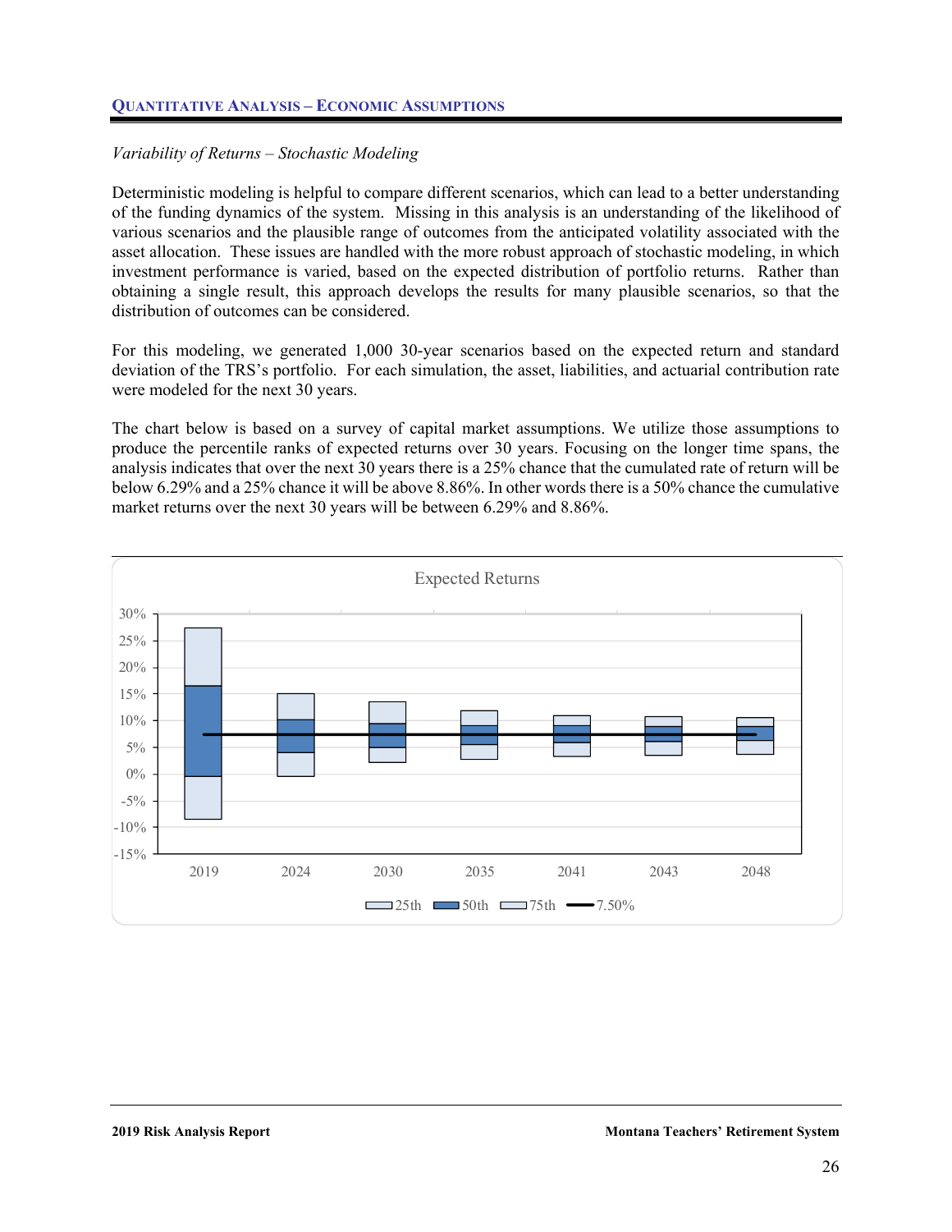## Quantitative Analysis – Economic Assumptions

*Variability of Returns – Stochastic Modeling*

Deterministic modeling is helpful to compare different scenarios, which can lead to a better understanding of the funding dynamics of the system. Missing in this analysis is an understanding of the likelihood of various scenarios and the plausible range of outcomes from the anticipated volatility associated with the asset allocation. These issues are handled with the more robust approach of stochastic modeling, in which investment performance is varied, based on the expected distribution of portfolio returns. Rather than obtaining a single result, this approach develops the results for many plausible scenarios, so that the distribution of outcomes can be considered.

For this modeling, we generated 1,000 30-year scenarios based on the expected return and standard deviation of the TRS's portfolio. For each simulation, the asset, liabilities, and actuarial contribution rate were modeled for the next 30 years.

The chart below is based on a survey of capital market assumptions. We utilize those assumptions to produce the percentile ranks of expected returns over 30 years. Focusing on the longer time spans, the analysis indicates that over the next 30 years there is a 25% chance that the cumulated rate of return will be below 6.29% and a 25% chance it will be above 8.86%. In other words there is a 50% chance the cumulative market returns over the next 30 years will be between 6.29% and 8.86%.

Expected Returns

Legend: 25th, 50th, 75th, 7.50%

Years: 2019, 2024, 2030, 2035, 2041, 2043, 2048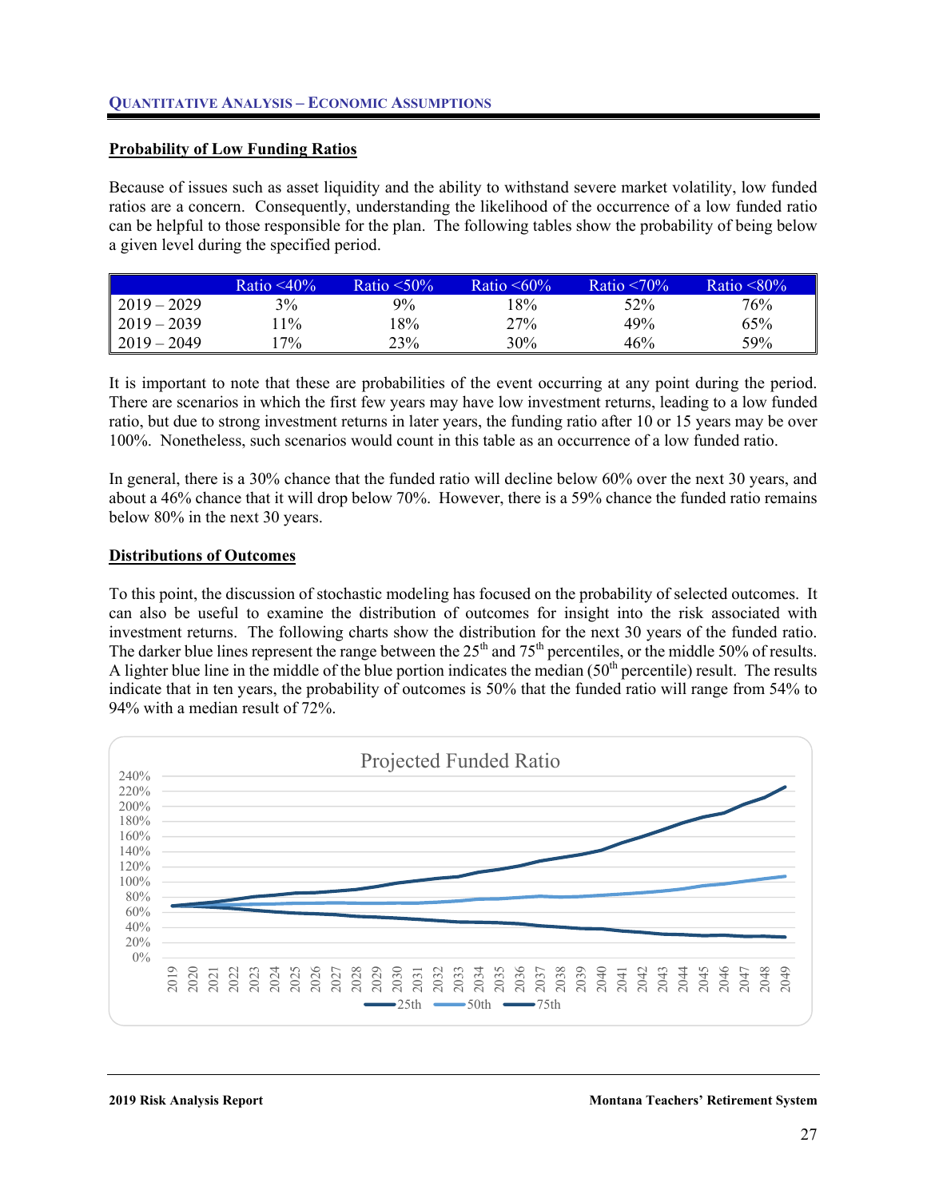## Probability of Low Funding Ratios

Because of issues such as asset liquidity and the ability to withstand severe market volatility, low funded ratios are a concern. Consequently, understanding the likelihood of the occurrence of a low funded ratio can be helpful to those responsible for the plan. The following tables show the probability of being below a given level during the specified period.

| | Ratio <40% | Ratio <50% | Ratio <60% | Ratio <70% | Ratio <80% |
|---|---|---|---|---|---|
| 2019 – 2029 | 3% | 9% | 18% | 52% | 76% |
| 2019 – 2039 | 11% | 18% | 27% | 49% | 65% |
| 2019 – 2049 | 17% | 23% | 30% | 46% | 59% |

It is important to note that these are probabilities of the event occurring at any point during the period. There are scenarios in which the first few years may have low investment returns, leading to a low funded ratio, but due to strong investment returns in later years, the funding ratio after 10 or 15 years may be over 100%. Nonetheless, such scenarios would count in this table as an occurrence of a low funded ratio.

In general, there is a 30% chance that the funded ratio will decline below 60% over the next 30 years, and about a 46% chance that it will drop below 70%. However, there is a 59% chance the funded ratio remains below 80% in the next 30 years.

## Distributions of Outcomes

To this point, the discussion of stochastic modeling has focused on the probability of selected outcomes. It can also be useful to examine the distribution of outcomes for insight into the risk associated with investment returns. The following charts show the distribution for the next 30 years of the funded ratio. The darker blue lines represent the range between the 25th and 75th percentiles, or the middle 50% of results. A lighter blue line in the middle of the blue portion indicates the median (50th percentile) result. The results indicate that in ten years, the probability of outcomes is 50% that the funded ratio will range from 54% to 94% with a median result of 72%.

Projected Funded Ratio

25th — 50th — 75th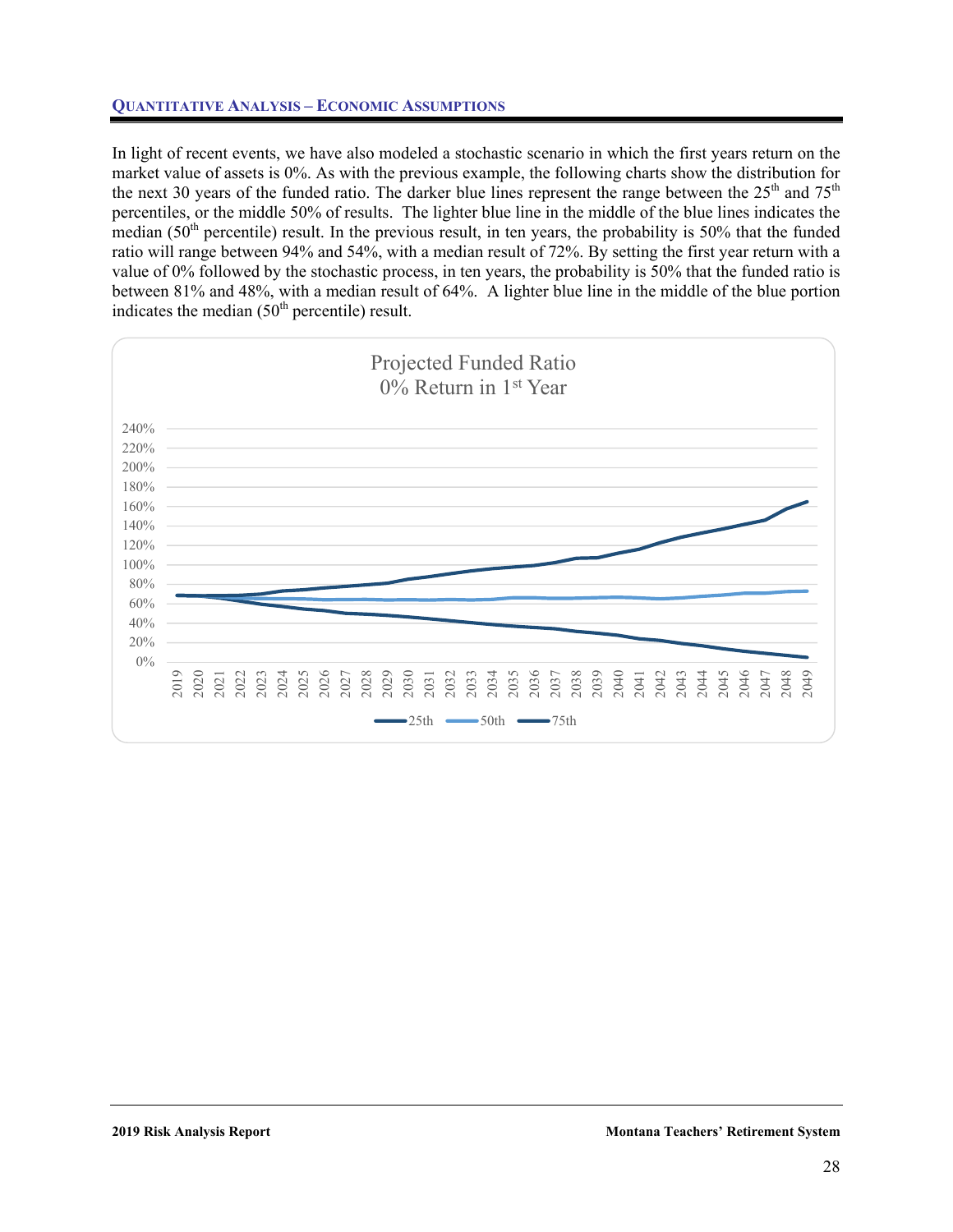**QUANTITATIVE ANALYSIS – ECONOMIC ASSUMPTIONS**

In light of recent events, we have also modeled a stochastic scenario in which the first years return on the market value of assets is 0%. As with the previous example, the following charts show the distribution for the next 30 years of the funded ratio. The darker blue lines represent the range between the 25th and 75th percentiles, or the middle 50% of results. The lighter blue line in the middle of the blue lines indicates the median (50th percentile) result. In the previous result, in ten years, the probability is 50% that the funded ratio will range between 94% and 54%, with a median result of 72%. By setting the first year return with a value of 0% followed by the stochastic process, in ten years, the probability is 50% that the funded ratio is between 81% and 48%, with a median result of 64%. A lighter blue line in the middle of the blue portion indicates the median (50th percentile) result.

Projected Funded Ratio
0% Return in 1st Year

Legend: 25th, 50th, 75th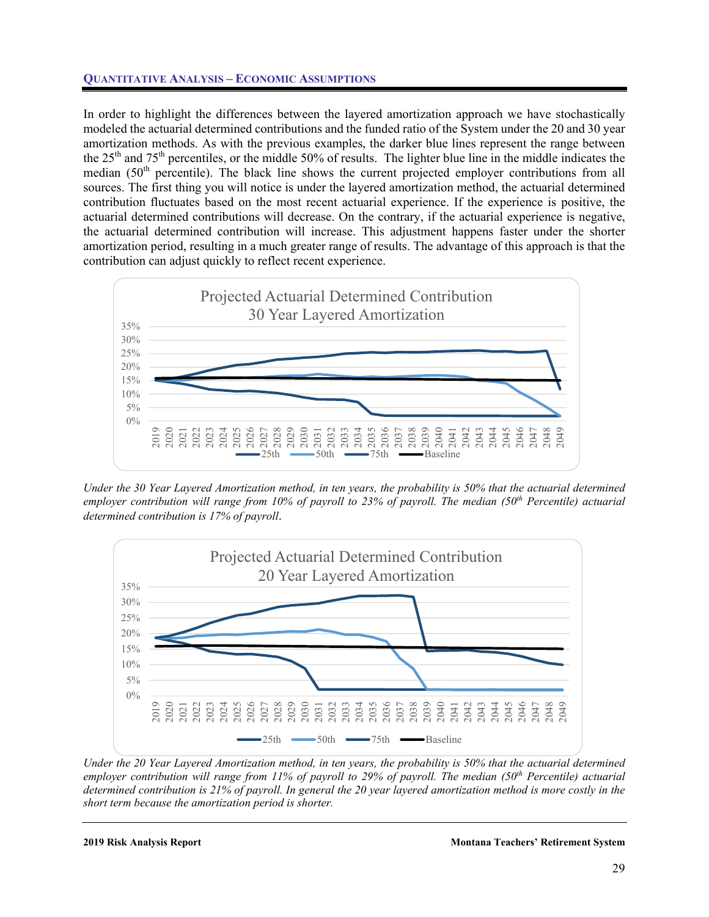## Quantitative Analysis – Economic Assumptions

In order to highlight the differences between the layered amortization approach we have stochastically modeled the actuarial determined contributions and the funded ratio of the System under the 20 and 30 year amortization methods. As with the previous examples, the darker blue lines represent the range between the 25th and 75th percentiles, or the middle 50% of results. The lighter blue line in the middle indicates the median (50th percentile). The black line shows the current projected employer contributions from all sources. The first thing you will notice is under the layered amortization method, the actuarial determined contribution fluctuates based on the most recent actuarial experience. If the experience is positive, the actuarial determined contributions will decrease. On the contrary, if the actuarial experience is negative, the actuarial determined contribution will increase. This adjustment happens faster under the shorter amortization period, resulting in a much greater range of results. The advantage of this approach is that the contribution can adjust quickly to reflect recent experience.

*Under the 30 Year Layered Amortization method, in ten years, the probability is 50% that the actuarial determined employer contribution will range from 10% of payroll to 23% of payroll. The median (50th Percentile) actuarial determined contribution is 17% of payroll.*

*Under the 20 Year Layered Amortization method, in ten years, the probability is 50% that the actuarial determined employer contribution will range from 11% of payroll to 29% of payroll. The median (50th Percentile) actuarial determined contribution is 21% of payroll. In general the 20 year layered amortization method is more costly in the short term because the amortization period is shorter.*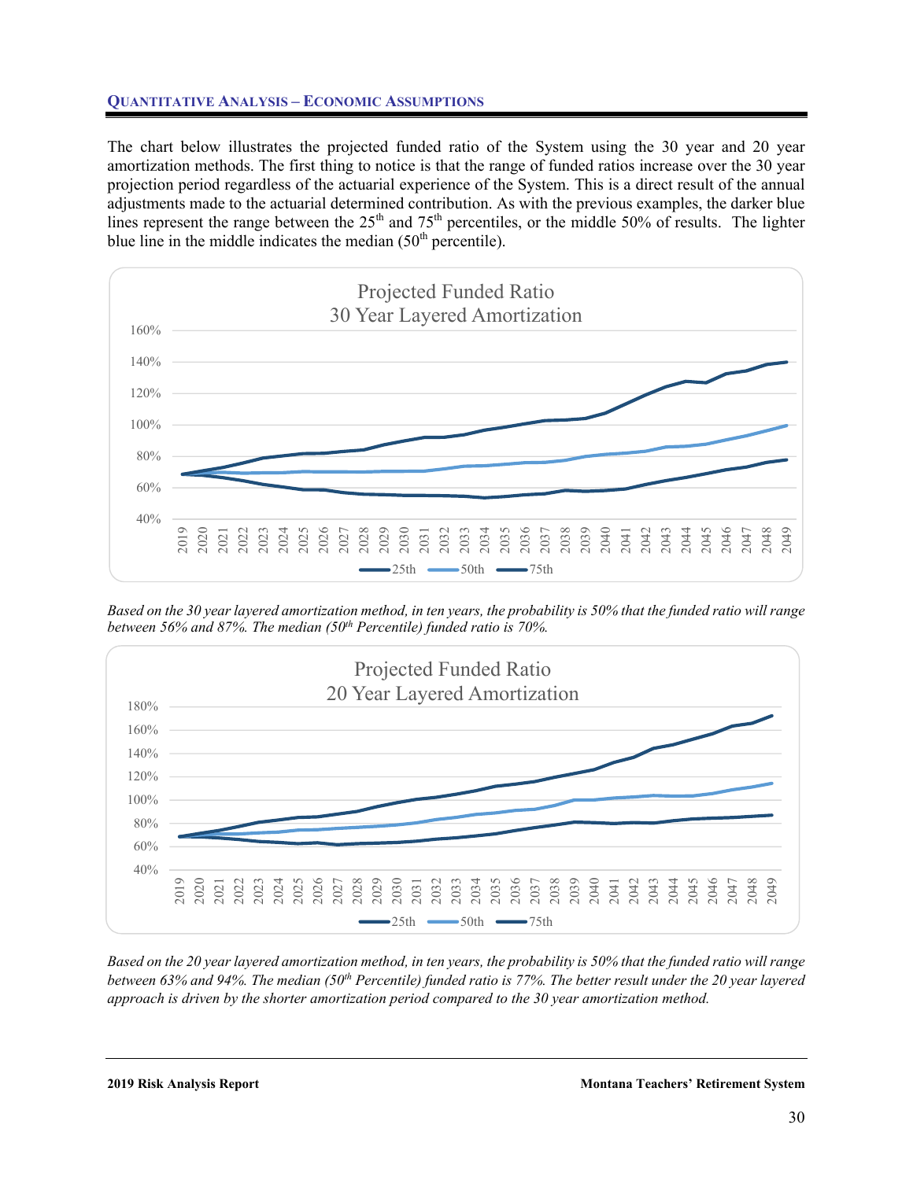### Quantitative Analysis – Economic Assumptions

The chart below illustrates the projected funded ratio of the System using the 30 year and 20 year amortization methods. The first thing to notice is that the range of funded ratios increase over the 30 year projection period regardless of the actuarial experience of the System. This is a direct result of the annual adjustments made to the actuarial determined contribution. As with the previous examples, the darker blue lines represent the range between the 25th and 75th percentiles, or the middle 50% of results. The lighter blue line in the middle indicates the median (50th percentile).

*Based on the 30 year layered amortization method, in ten years, the probability is 50% that the funded ratio will range between 56% and 87%. The median (50th Percentile) funded ratio is 70%.*

*Based on the 20 year layered amortization method, in ten years, the probability is 50% that the funded ratio will range between 63% and 94%. The median (50th Percentile) funded ratio is 77%. The better result under the 20 year layered approach is driven by the shorter amortization period compared to the 30 year amortization method.*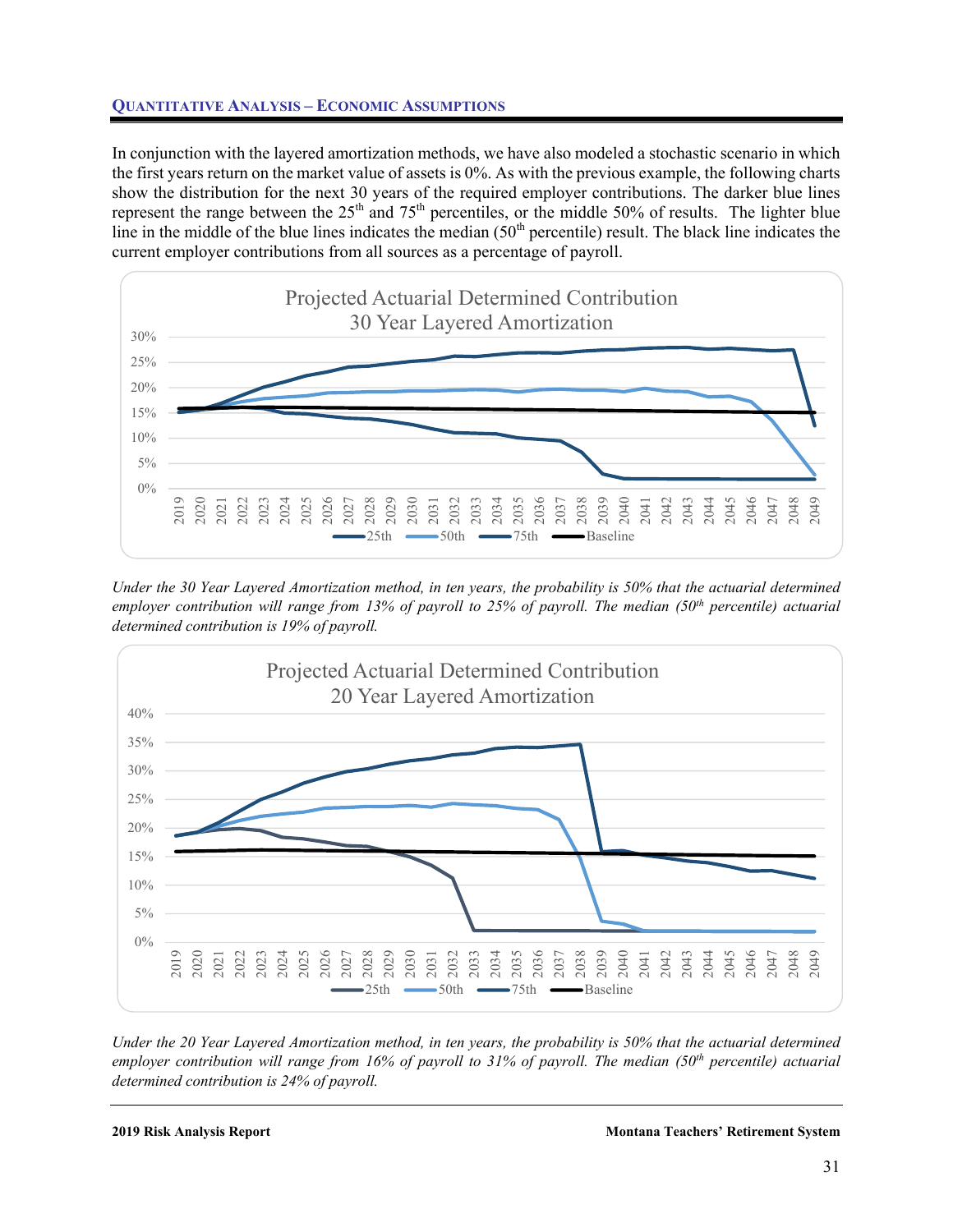**Quantitative Analysis – Economic Assumptions**

In conjunction with the layered amortization methods, we have also modeled a stochastic scenario in which the first years return on the market value of assets is 0%. As with the previous example, the following charts show the distribution for the next 30 years of the required employer contributions. The darker blue lines represent the range between the 25th and 75th percentiles, or the middle 50% of results. The lighter blue line in the middle of the blue lines indicates the median (50th percentile) result. The black line indicates the current employer contributions from all sources as a percentage of payroll.

Projected Actuarial Determined Contribution
30 Year Layered Amortization

*Under the 30 Year Layered Amortization method, in ten years, the probability is 50% that the actuarial determined employer contribution will range from 13% of payroll to 25% of payroll. The median (50th percentile) actuarial determined contribution is 19% of payroll.*

Projected Actuarial Determined Contribution
20 Year Layered Amortization

*Under the 20 Year Layered Amortization method, in ten years, the probability is 50% that the actuarial determined employer contribution will range from 16% of payroll to 31% of payroll. The median (50th percentile) actuarial determined contribution is 24% of payroll.*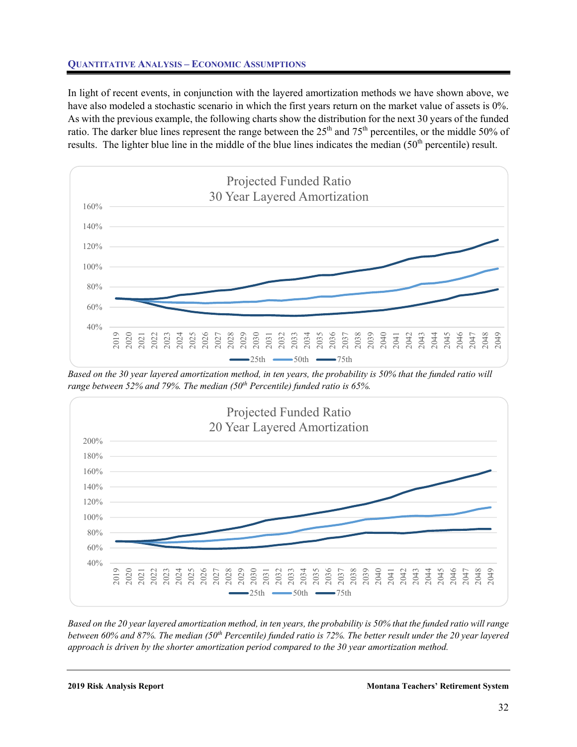## Quantitative Analysis – Economic Assumptions

In light of recent events, in conjunction with the layered amortization methods we have shown above, we have also modeled a stochastic scenario in which the first years return on the market value of assets is 0%. As with the previous example, the following charts show the distribution for the next 30 years of the funded ratio. The darker blue lines represent the range between the 25th and 75th percentiles, or the middle 50% of results. The lighter blue line in the middle of the blue lines indicates the median (50th percentile) result.

Projected Funded Ratio
30 Year Layered Amortization

160%
140%
120%
100%
80%
60%
40%

2019 2020 2021 2022 2023 2024 2025 2026 2027 2028 2029 2030 2031 2032 2033 2034 2035 2036 2037 2038 2039 2040 2041 2042 2043 2044 2045 2046 2047 2048 2049

25th 50th 75th

*Based on the 30 year layered amortization method, in ten years, the probability is 50% that the funded ratio will range between 52% and 79%. The median (50th Percentile) funded ratio is 65%.*

Projected Funded Ratio
20 Year Layered Amortization

200%
180%
160%
140%
120%
100%
80%
60%
40%

2019 2020 2021 2022 2023 2024 2025 2026 2027 2028 2029 2030 2031 2032 2033 2034 2035 2036 2037 2038 2039 2040 2041 2042 2043 2044 2045 2046 2047 2048 2049

25th 50th 75th

*Based on the 20 year layered amortization method, in ten years, the probability is 50% that the funded ratio will range between 60% and 87%. The median (50th Percentile) funded ratio is 72%. The better result under the 20 year layered approach is driven by the shorter amortization period compared to the 30 year amortization method.*